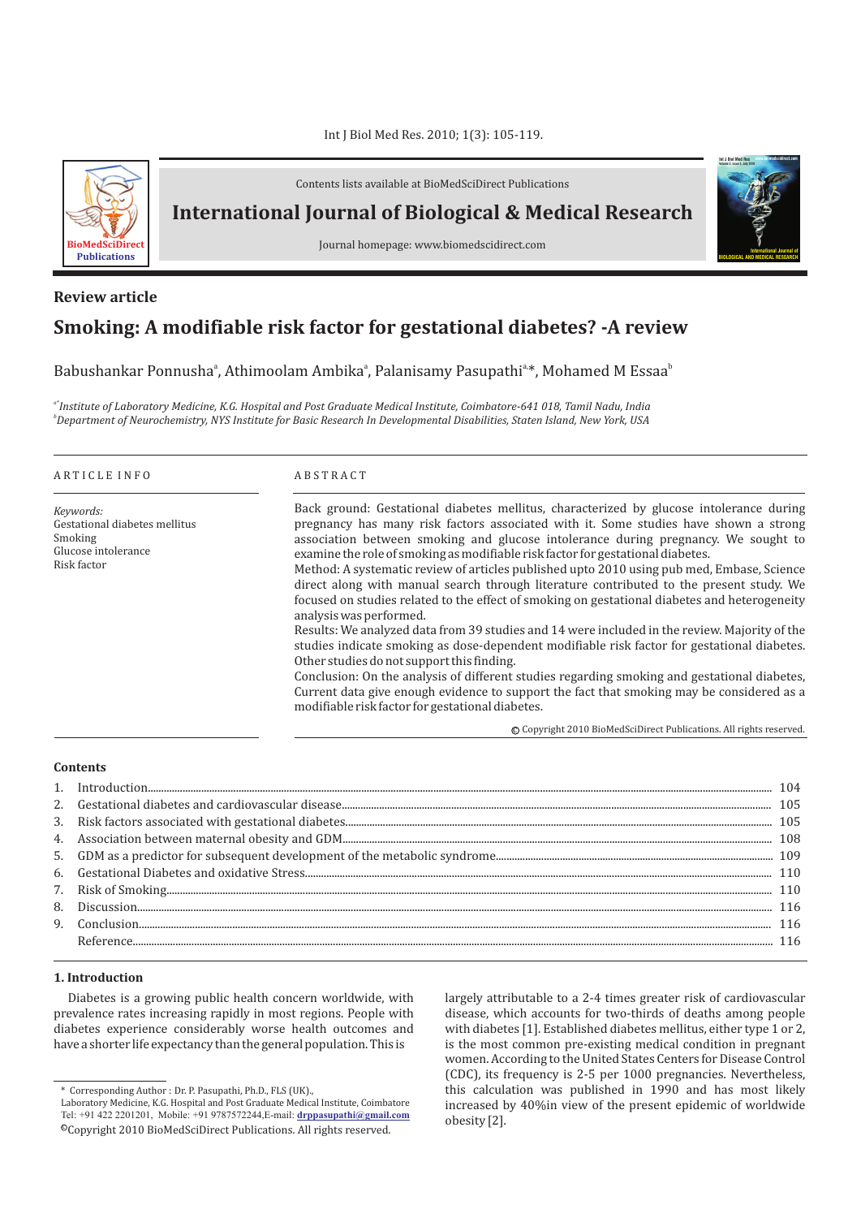Contents lists available at BioMedSciDirect Publications

# International Journal of Biological & Medical Research

Journal homepage: www.biomedscidirect.com

**Review article**

## Smoking: A modifiable risk factor for gestational diabetes? -A review

Babushankar Ponnusha[a], Athimoolam Ambika[a], Palanisamy Pasupathi[a,*], Mohamed M Essaa[b]

*[a*]Institute of Laboratory Medicine, K.G. Hospital and Post Graduate Medical Institute, Coimbatore-641 018, Tamil Nadu, India*
*[b]Department of Neurochemistry, NYS Institute for Basic Research In Developmental Disabilities, Staten Island, New York, USA*

ARTICLE INFO

*Keywords:*
Gestational diabetes mellitus
Smoking
Glucose intolerance
Risk factor

ABSTRACT

Back ground: Gestational diabetes mellitus, characterized by glucose intolerance during pregnancy has many risk factors associated with it. Some studies have shown a strong association between smoking and glucose intolerance during pregnancy. We sought to examine the role of smoking as modifiable risk factor for gestational diabetes.

Method: A systematic review of articles published upto 2010 using pub med, Embase, Science direct along with manual search through literature contributed to the present study. We focused on studies related to the effect of smoking on gestational diabetes and heterogeneity analysis was performed.

Results: We analyzed data from 39 studies and 14 were included in the review. Majority of the studies indicate smoking as dose-dependent modifiable risk factor for gestational diabetes. Other studies do not support this finding.

Conclusion: On the analysis of different studies regarding smoking and gestational diabetes, Current data give enough evidence to support the fact that smoking may be considered as a modifiable risk factor for gestational diabetes.

© Copyright 2010 BioMedSciDirect Publications. All rights reserved.

**Contents**

1. Introduction ........ 104
2. Gestational diabetes and cardiovascular disease ........ 105
3. Risk factors associated with gestational diabetes ........ 105
4. Association between maternal obesity and GDM ........ 108
5. GDM as a predictor for subsequent development of the metabolic syndrome ........ 109
6. Gestational Diabetes and oxidative Stress ........ 110
7. Risk of Smoking ........ 110
8. Discussion ........ 116
9. Conclusion ........ 116

Reference ........ 116

### 1. Introduction

Diabetes is a growing public health concern worldwide, with prevalence rates increasing rapidly in most regions. People with diabetes experience considerably worse health outcomes and have a shorter life expectancy than the general population. This is largely attributable to a 2-4 times greater risk of cardiovascular disease, which accounts for two-thirds of deaths among people with diabetes [1]. Established diabetes mellitus, either type 1 or 2, is the most common pre-existing medical condition in pregnant women. According to the United States Centers for Disease Control (CDC), its frequency is 2-5 per 1000 pregnancies. Nevertheless, this calculation was published in 1990 and has most likely increased by 40%in view of the present epidemic of worldwide obesity [2].

\* Corresponding Author : Dr. P. Pasupathi, Ph.D., FLS (UK).,
Laboratory Medicine, K.G. Hospital and Post Graduate Medical Institute, Coimbatore
Tel: +91 422 2201201, Mobile: +91 9787572244,E-mail: **drppasupathi@gmail.com**
©Copyright 2010 BioMedSciDirect Publications. All rights reserved.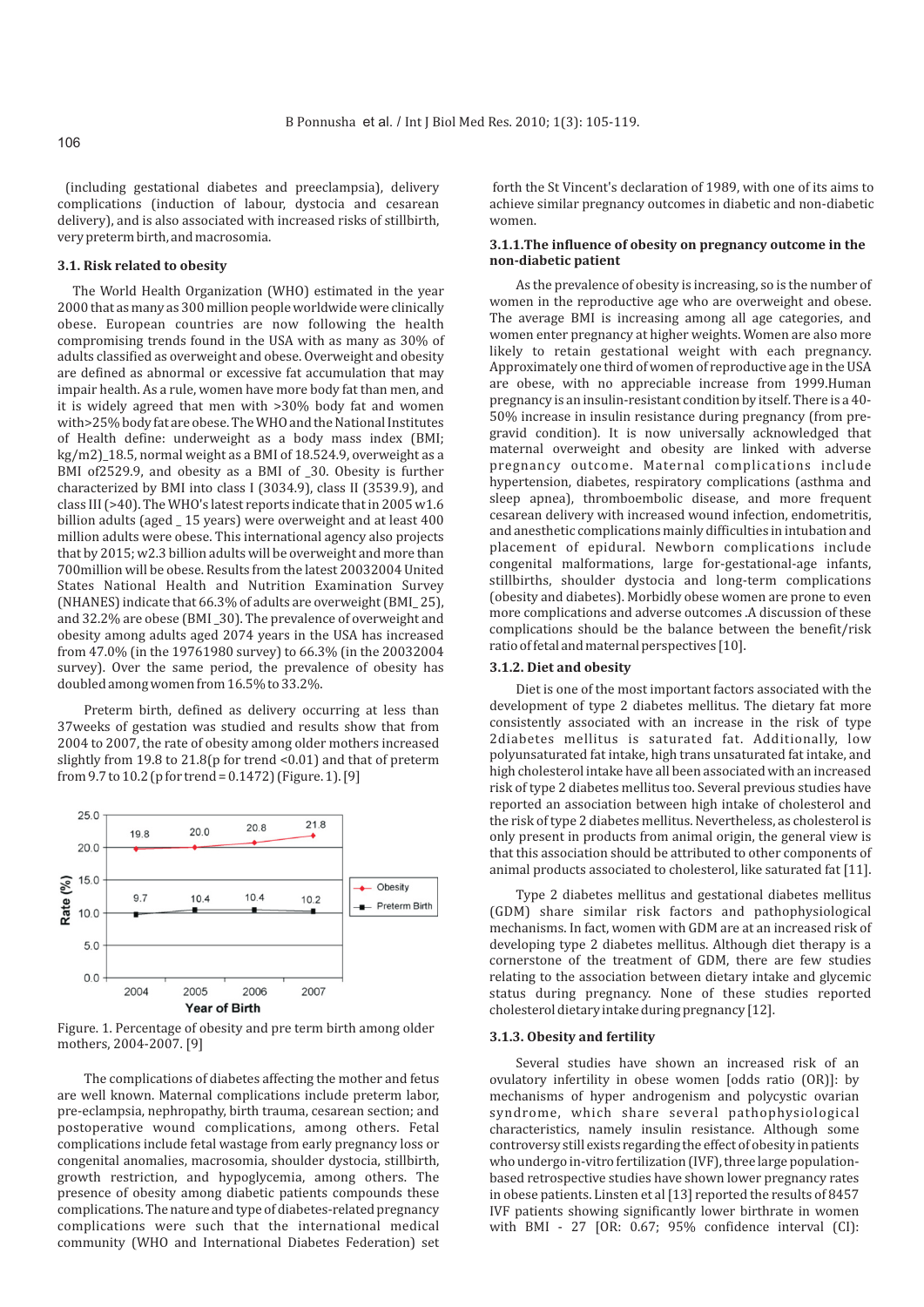(including gestational diabetes and preeclampsia), delivery complications (induction of labour, dystocia and cesarean delivery), and is also associated with increased risks of stillbirth, very preterm birth, and macrosomia.

### 3.1. Risk related to obesity

The World Health Organization (WHO) estimated in the year 2000 that as many as 300 million people worldwide were clinically obese. European countries are now following the health compromising trends found in the USA with as many as 30% of adults classified as overweight and obese. Overweight and obesity are defined as abnormal or excessive fat accumulation that may impair health. As a rule, women have more body fat than men, and it is widely agreed that men with >30% body fat and women with>25% body fat are obese. The WHO and the National Institutes of Health define: underweight as a body mass index (BMI; kg/m2)_18.5, normal weight as a BMI of 18.524.9, overweight as a BMI of2529.9, and obesity as a BMI of _30. Obesity is further characterized by BMI into class I (3034.9), class II (3539.9), and class III (>40). The WHO's latest reports indicate that in 2005 w1.6 billion adults (aged _ 15 years) were overweight and at least 400 million adults were obese. This international agency also projects that by 2015; w2.3 billion adults will be overweight and more than 700million will be obese. Results from the latest 20032004 United States National Health and Nutrition Examination Survey (NHANES) indicate that 66.3% of adults are overweight (BMI_ 25), and 32.2% are obese (BMI _30). The prevalence of overweight and obesity among adults aged 2074 years in the USA has increased from 47.0% (in the 19761980 survey) to 66.3% (in the 20032004 survey). Over the same period, the prevalence of obesity has doubled among women from 16.5% to 33.2%.

Preterm birth, defined as delivery occurring at less than 37weeks of gestation was studied and results show that from 2004 to 2007, the rate of obesity among older mothers increased slightly from 19.8 to 21.8(p for trend <0.01) and that of preterm from 9.7 to 10.2 (p for trend = 0.1472) (Figure. 1). [9]

| Year of Birth | 2004 | 2005 | 2006 | 2007 |
|---|---|---|---|---|
| Obesity (Rate %) | 19.8 | 20.0 | 20.8 | 21.8 |
| Preterm Birth (Rate %) | 9.7 | 10.4 | 10.4 | 10.2 |

Figure. 1. Percentage of obesity and pre term birth among older mothers, 2004-2007. [9]

The complications of diabetes affecting the mother and fetus are well known. Maternal complications include preterm labor, pre-eclampsia, nephropathy, birth trauma, cesarean section; and postoperative wound complications, among others. Fetal complications include fetal wastage from early pregnancy loss or congenital anomalies, macrosomia, shoulder dystocia, stillbirth, growth restriction, and hypoglycemia, among others. The presence of obesity among diabetic patients compounds these complications. The nature and type of diabetes-related pregnancy complications were such that the international medical community (WHO and International Diabetes Federation) set forth the St Vincent's declaration of 1989, with one of its aims to achieve similar pregnancy outcomes in diabetic and non-diabetic women.

#### 3.1.1.The influence of obesity on pregnancy outcome in the non-diabetic patient

As the prevalence of obesity is increasing, so is the number of women in the reproductive age who are overweight and obese. The average BMI is increasing among all age categories, and women enter pregnancy at higher weights. Women are also more likely to retain gestational weight with each pregnancy. Approximately one third of women of reproductive age in the USA are obese, with no appreciable increase from 1999.Human pregnancy is an insulin-resistant condition by itself. There is a 40-50% increase in insulin resistance during pregnancy (from pre-gravid condition). It is now universally acknowledged that maternal overweight and obesity are linked with adverse pregnancy outcome. Maternal complications include hypertension, diabetes, respiratory complications (asthma and sleep apnea), thromboembolic disease, and more frequent cesarean delivery with increased wound infection, endometritis, and anesthetic complications mainly difficulties in intubation and placement of epidural. Newborn complications include congenital malformations, large for-gestational-age infants, stillbirths, shoulder dystocia and long-term complications (obesity and diabetes). Morbidly obese women are prone to even more complications and adverse outcomes .A discussion of these complications should be the balance between the benefit/risk ratio of fetal and maternal perspectives [10].

#### 3.1.2. Diet and obesity

Diet is one of the most important factors associated with the development of type 2 diabetes mellitus. The dietary fat more consistently associated with an increase in the risk of type 2diabetes mellitus is saturated fat. Additionally, low polyunsaturated fat intake, high trans unsaturated fat intake, and high cholesterol intake have all been associated with an increased risk of type 2 diabetes mellitus too. Several previous studies have reported an association between high intake of cholesterol and the risk of type 2 diabetes mellitus. Nevertheless, as cholesterol is only present in products from animal origin, the general view is that this association should be attributed to other components of animal products associated to cholesterol, like saturated fat [11].

Type 2 diabetes mellitus and gestational diabetes mellitus (GDM) share similar risk factors and pathophysiological mechanisms. In fact, women with GDM are at an increased risk of developing type 2 diabetes mellitus. Although diet therapy is a cornerstone of the treatment of GDM, there are few studies relating to the association between dietary intake and glycemic status during pregnancy. None of these studies reported cholesterol dietary intake during pregnancy [12].

#### 3.1.3. Obesity and fertility

Several studies have shown an increased risk of an ovulatory infertility in obese women [odds ratio (OR)]: by mechanisms of hyper androgenism and polycystic ovarian syndrome, which share several pathophysiological characteristics, namely insulin resistance. Although some controversy still exists regarding the effect of obesity in patients who undergo in-vitro fertilization (IVF), three large population-based retrospective studies have shown lower pregnancy rates in obese patients. Linsten et al [13] reported the results of 8457 IVF patients showing significantly lower birthrate in women with BMI - 27 [OR: 0.67; 95% confidence interval (CI):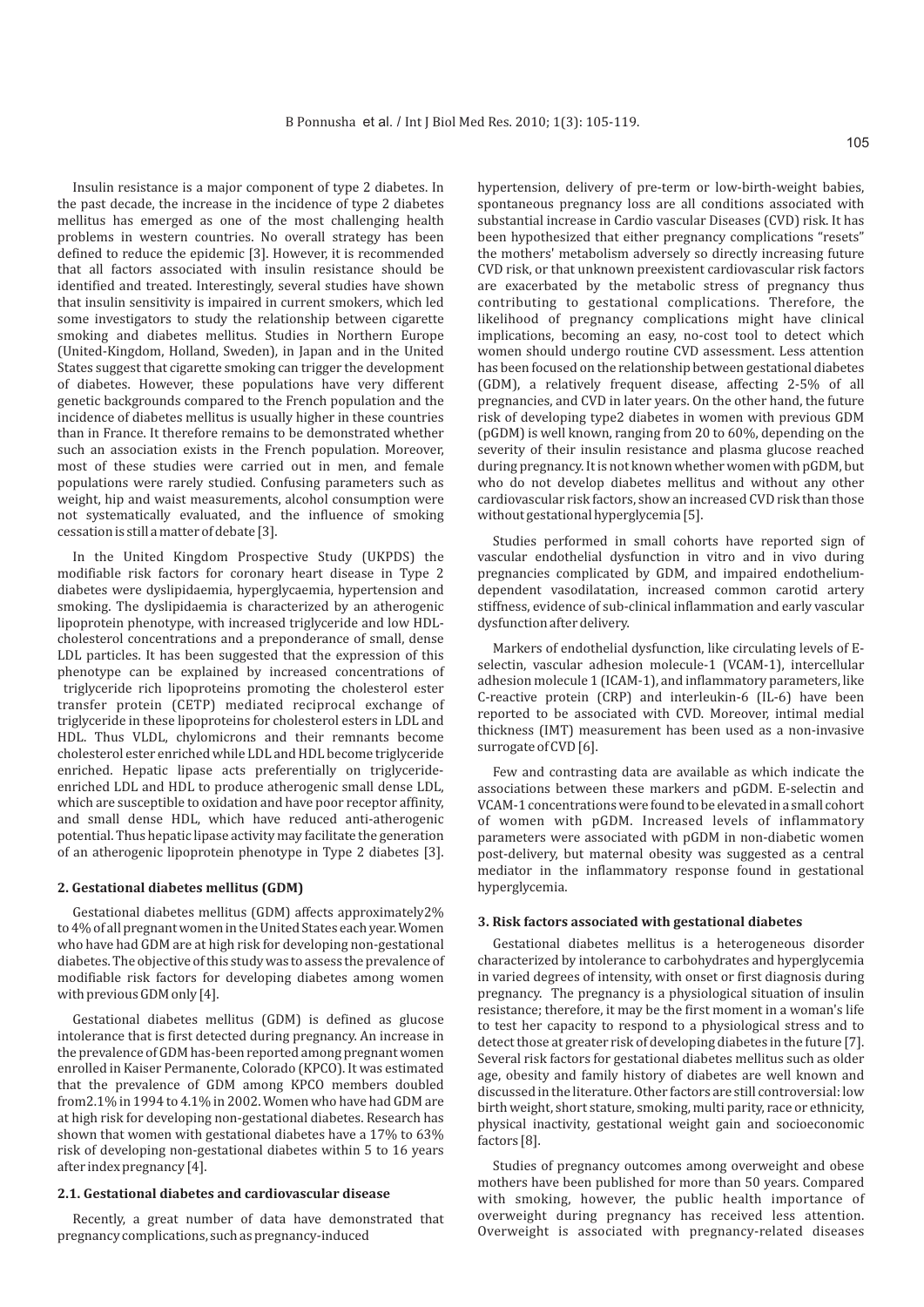Insulin resistance is a major component of type 2 diabetes. In the past decade, the increase in the incidence of type 2 diabetes mellitus has emerged as one of the most challenging health problems in western countries. No overall strategy has been defined to reduce the epidemic [3]. However, it is recommended that all factors associated with insulin resistance should be identified and treated. Interestingly, several studies have shown that insulin sensitivity is impaired in current smokers, which led some investigators to study the relationship between cigarette smoking and diabetes mellitus. Studies in Northern Europe (United-Kingdom, Holland, Sweden), in Japan and in the United States suggest that cigarette smoking can trigger the development of diabetes. However, these populations have very different genetic backgrounds compared to the French population and the incidence of diabetes mellitus is usually higher in these countries than in France. It therefore remains to be demonstrated whether such an association exists in the French population. Moreover, most of these studies were carried out in men, and female populations were rarely studied. Confusing parameters such as weight, hip and waist measurements, alcohol consumption were not systematically evaluated, and the influence of smoking cessation is still a matter of debate [3].

In the United Kingdom Prospective Study (UKPDS) the modifiable risk factors for coronary heart disease in Type 2 diabetes were dyslipidaemia, hyperglycaemia, hypertension and smoking. The dyslipidaemia is characterized by an atherogenic lipoprotein phenotype, with increased triglyceride and low HDL-cholesterol concentrations and a preponderance of small, dense LDL particles. It has been suggested that the expression of this phenotype can be explained by increased concentrations of triglyceride rich lipoproteins promoting the cholesterol ester transfer protein (CETP) mediated reciprocal exchange of triglyceride in these lipoproteins for cholesterol esters in LDL and HDL. Thus VLDL, chylomicrons and their remnants become cholesterol ester enriched while LDL and HDL become triglyceride enriched. Hepatic lipase acts preferentially on triglyceride-enriched LDL and HDL to produce atherogenic small dense LDL, which are susceptible to oxidation and have poor receptor affinity, and small dense HDL, which have reduced anti-atherogenic potential. Thus hepatic lipase activity may facilitate the generation of an atherogenic lipoprotein phenotype in Type 2 diabetes [3].

## 2. Gestational diabetes mellitus (GDM)

Gestational diabetes mellitus (GDM) affects approximately2% to 4% of all pregnant women in the United States each year. Women who have had GDM are at high risk for developing non-gestational diabetes. The objective of this study was to assess the prevalence of modifiable risk factors for developing diabetes among women with previous GDM only [4].

Gestational diabetes mellitus (GDM) is defined as glucose intolerance that is first detected during pregnancy. An increase in the prevalence of GDM has-been reported among pregnant women enrolled in Kaiser Permanente, Colorado (KPCO). It was estimated that the prevalence of GDM among KPCO members doubled from2.1% in 1994 to 4.1% in 2002. Women who have had GDM are at high risk for developing non-gestational diabetes. Research has shown that women with gestational diabetes have a 17% to 63% risk of developing non-gestational diabetes within 5 to 16 years after index pregnancy [4].

### 2.1. Gestational diabetes and cardiovascular disease

Recently, a great number of data have demonstrated that pregnancy complications, such as pregnancy-induced hypertension, delivery of pre-term or low-birth-weight babies, spontaneous pregnancy loss are all conditions associated with substantial increase in Cardio vascular Diseases (CVD) risk. It has been hypothesized that either pregnancy complications "resets" the mothers' metabolism adversely so directly increasing future CVD risk, or that unknown preexistent cardiovascular risk factors are exacerbated by the metabolic stress of pregnancy thus contributing to gestational complications. Therefore, the likelihood of pregnancy complications might have clinical implications, becoming an easy, no-cost tool to detect which women should undergo routine CVD assessment. Less attention has been focused on the relationship between gestational diabetes (GDM), a relatively frequent disease, affecting 2-5% of all pregnancies, and CVD in later years. On the other hand, the future risk of developing type2 diabetes in women with previous GDM (pGDM) is well known, ranging from 20 to 60%, depending on the severity of their insulin resistance and plasma glucose reached during pregnancy. It is not known whether women with pGDM, but who do not develop diabetes mellitus and without any other cardiovascular risk factors, show an increased CVD risk than those without gestational hyperglycemia [5].

Studies performed in small cohorts have reported sign of vascular endothelial dysfunction in vitro and in vivo during pregnancies complicated by GDM, and impaired endothelium-dependent vasodilatation, increased common carotid artery stiffness, evidence of sub-clinical inflammation and early vascular dysfunction after delivery.

Markers of endothelial dysfunction, like circulating levels of E-selectin, vascular adhesion molecule-1 (VCAM-1), intercellular adhesion molecule 1 (ICAM-1), and inflammatory parameters, like C-reactive protein (CRP) and interleukin-6 (IL-6) have been reported to be associated with CVD. Moreover, intimal medial thickness (IMT) measurement has been used as a non-invasive surrogate of CVD [6].

Few and contrasting data are available as which indicate the associations between these markers and pGDM. E-selectin and VCAM-1 concentrations were found to be elevated in a small cohort of women with pGDM. Increased levels of inflammatory parameters were associated with pGDM in non-diabetic women post-delivery, but maternal obesity was suggested as a central mediator in the inflammatory response found in gestational hyperglycemia.

## 3. Risk factors associated with gestational diabetes

Gestational diabetes mellitus is a heterogeneous disorder characterized by intolerance to carbohydrates and hyperglycemia in varied degrees of intensity, with onset or first diagnosis during pregnancy. The pregnancy is a physiological situation of insulin resistance; therefore, it may be the first moment in a woman's life to test her capacity to respond to a physiological stress and to detect those at greater risk of developing diabetes in the future [7]. Several risk factors for gestational diabetes mellitus such as older age, obesity and family history of diabetes are well known and discussed in the literature. Other factors are still controversial: low birth weight, short stature, smoking, multi parity, race or ethnicity, physical inactivity, gestational weight gain and socioeconomic factors [8].

Studies of pregnancy outcomes among overweight and obese mothers have been published for more than 50 years. Compared with smoking, however, the public health importance of overweight during pregnancy has received less attention. Overweight is associated with pregnancy-related diseases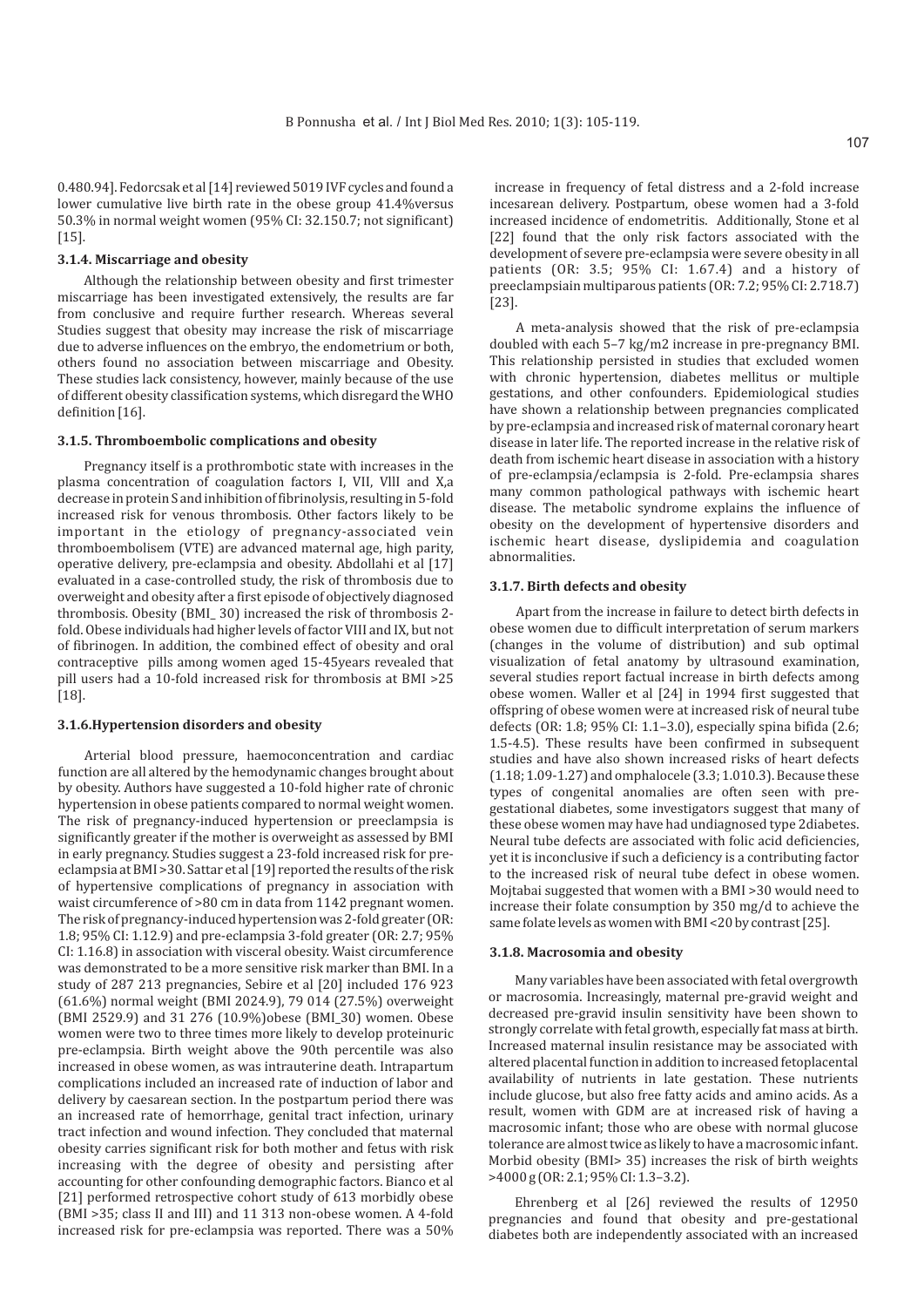0.480.94]. Fedorcsak et al [14] reviewed 5019 IVF cycles and found a lower cumulative live birth rate in the obese group 41.4%versus 50.3% in normal weight women (95% CI: 32.150.7; not significant) [15].

### 3.1.4. Miscarriage and obesity

Although the relationship between obesity and first trimester miscarriage has been investigated extensively, the results are far from conclusive and require further research. Whereas several Studies suggest that obesity may increase the risk of miscarriage due to adverse influences on the embryo, the endometrium or both, others found no association between miscarriage and Obesity. These studies lack consistency, however, mainly because of the use of different obesity classification systems, which disregard the WHO definition [16].

### 3.1.5. Thromboembolic complications and obesity

Pregnancy itself is a prothrombotic state with increases in the plasma concentration of coagulation factors I, VII, VIII and X,a decrease in protein S and inhibition of fibrinolysis, resulting in 5-fold increased risk for venous thrombosis. Other factors likely to be important in the etiology of pregnancy-associated vein thromboembolisem (VTE) are advanced maternal age, high parity, operative delivery, pre-eclampsia and obesity. Abdollahi et al [17] evaluated in a case-controlled study, the risk of thrombosis due to overweight and obesity after a first episode of objectively diagnosed thrombosis. Obesity (BMI_ 30) increased the risk of thrombosis 2-fold. Obese individuals had higher levels of factor VIII and IX, but not of fibrinogen. In addition, the combined effect of obesity and oral contraceptive pills among women aged 15-45years revealed that pill users had a 10-fold increased risk for thrombosis at BMI >25 [18].

### 3.1.6.Hypertension disorders and obesity

Arterial blood pressure, haemoconcentration and cardiac function are all altered by the hemodynamic changes brought about by obesity. Authors have suggested a 10-fold higher rate of chronic hypertension in obese patients compared to normal weight women. The risk of pregnancy-induced hypertension or preeclampsia is significantly greater if the mother is overweight as assessed by BMI in early pregnancy. Studies suggest a 23-fold increased risk for pre-eclampsia at BMI >30. Sattar et al [19] reported the results of the risk of hypertensive complications of pregnancy in association with waist circumference of >80 cm in data from 1142 pregnant women. The risk of pregnancy-induced hypertension was 2-fold greater (OR: 1.8; 95% CI: 1.12.9) and pre-eclampsia 3-fold greater (OR: 2.7; 95% CI: 1.16.8) in association with visceral obesity. Waist circumference was demonstrated to be a more sensitive risk marker than BMI. In a study of 287 213 pregnancies, Sebire et al [20] included 176 923 (61.6%) normal weight (BMI 2024.9), 79 014 (27.5%) overweight (BMI 2529.9) and 31 276 (10.9%)obese (BMI_30) women. Obese women were two to three times more likely to develop proteinuric pre-eclampsia. Birth weight above the 90th percentile was also increased in obese women, as was intrauterine death. Intrapartum complications included an increased rate of induction of labor and delivery by caesarean section. In the postpartum period there was an increased rate of hemorrhage, genital tract infection, urinary tract infection and wound infection. They concluded that maternal obesity carries significant risk for both mother and fetus with risk increasing with the degree of obesity and persisting after accounting for other confounding demographic factors. Bianco et al [21] performed retrospective cohort study of 613 morbidly obese (BMI >35; class II and III) and 11 313 non-obese women. A 4-fold increased risk for pre-eclampsia was reported. There was a 50% increase in frequency of fetal distress and a 2-fold increase incesarean delivery. Postpartum, obese women had a 3-fold increased incidence of endometritis. Additionally, Stone et al [22] found that the only risk factors associated with the development of severe pre-eclampsia were severe obesity in all patients (OR: 3.5; 95% CI: 1.67.4) and a history of preeclampsiain multiparous patients (OR: 7.2; 95% CI: 2.718.7) [23].

A meta-analysis showed that the risk of pre-eclampsia doubled with each 5–7 kg/m2 increase in pre-pregnancy BMI. This relationship persisted in studies that excluded women with chronic hypertension, diabetes mellitus or multiple gestations, and other confounders. Epidemiological studies have shown a relationship between pregnancies complicated by pre-eclampsia and increased risk of maternal coronary heart disease in later life. The reported increase in the relative risk of death from ischemic heart disease in association with a history of pre-eclampsia/eclampsia is 2-fold. Pre-eclampsia shares many common pathological pathways with ischemic heart disease. The metabolic syndrome explains the influence of obesity on the development of hypertensive disorders and ischemic heart disease, dyslipidemia and coagulation abnormalities.

### 3.1.7. Birth defects and obesity

Apart from the increase in failure to detect birth defects in obese women due to difficult interpretation of serum markers (changes in the volume of distribution) and sub optimal visualization of fetal anatomy by ultrasound examination, several studies report factual increase in birth defects among obese women. Waller et al [24] in 1994 first suggested that offspring of obese women were at increased risk of neural tube defects (OR: 1.8; 95% CI: 1.1–3.0), especially spina bifida (2.6; 1.5-4.5). These results have been confirmed in subsequent studies and have also shown increased risks of heart defects (1.18; 1.09-1.27) and omphalocele (3.3; 1.010.3). Because these types of congenital anomalies are often seen with pre-gestational diabetes, some investigators suggest that many of these obese women may have had undiagnosed type 2diabetes. Neural tube defects are associated with folic acid deficiencies, yet it is inconclusive if such a deficiency is a contributing factor to the increased risk of neural tube defect in obese women. Mojtabai suggested that women with a BMI >30 would need to increase their folate consumption by 350 mg/d to achieve the same folate levels as women with BMI <20 by contrast [25].

### 3.1.8. Macrosomia and obesity

Many variables have been associated with fetal overgrowth or macrosomia. Increasingly, maternal pre-gravid weight and decreased pre-gravid insulin sensitivity have been shown to strongly correlate with fetal growth, especially fat mass at birth. Increased maternal insulin resistance may be associated with altered placental function in addition to increased fetoplacental availability of nutrients in late gestation. These nutrients include glucose, but also free fatty acids and amino acids. As a result, women with GDM are at increased risk of having a macrosomic infant; those who are obese with normal glucose tolerance are almost twice as likely to have a macrosomic infant. Morbid obesity (BMI> 35) increases the risk of birth weights >4000 g (OR: 2.1; 95% CI: 1.3–3.2).

Ehrenberg et al [26] reviewed the results of 12950 pregnancies and found that obesity and pre-gestational diabetes both are independently associated with an increased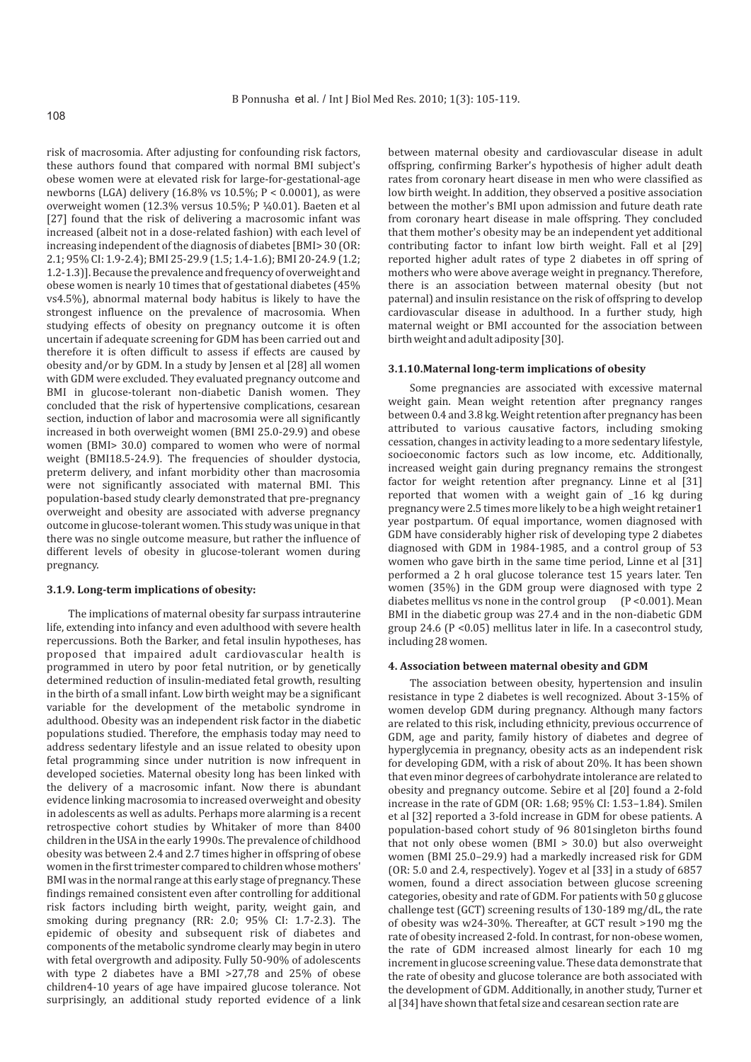risk of macrosomia. After adjusting for confounding risk factors, these authors found that compared with normal BMI subject's obese women were at elevated risk for large-for-gestational-age newborns (LGA) delivery (16.8% vs 10.5%; P < 0.0001), as were overweight women (12.3% versus 10.5%; P ¼0.01). Baeten et al [27] found that the risk of delivering a macrosomic infant was increased (albeit not in a dose-related fashion) with each level of increasing independent of the diagnosis of diabetes [BMI> 30 (OR: 2.1; 95% CI: 1.9-2.4); BMI 25-29.9 (1.5; 1.4-1.6); BMI 20-24.9 (1.2; 1.2-1.3)]. Because the prevalence and frequency of overweight and obese women is nearly 10 times that of gestational diabetes (45% vs4.5%), abnormal maternal body habitus is likely to have the strongest influence on the prevalence of macrosomia. When studying effects of obesity on pregnancy outcome it is often uncertain if adequate screening for GDM has been carried out and therefore it is often difficult to assess if effects are caused by obesity and/or by GDM. In a study by Jensen et al [28] all women with GDM were excluded. They evaluated pregnancy outcome and BMI in glucose-tolerant non-diabetic Danish women. They concluded that the risk of hypertensive complications, cesarean section, induction of labor and macrosomia were all significantly increased in both overweight women (BMI 25.0-29.9) and obese women (BMI> 30.0) compared to women who were of normal weight (BMI18.5-24.9). The frequencies of shoulder dystocia, preterm delivery, and infant morbidity other than macrosomia were not significantly associated with maternal BMI. This population-based study clearly demonstrated that pre-pregnancy overweight and obesity are associated with adverse pregnancy outcome in glucose-tolerant women. This study was unique in that there was no single outcome measure, but rather the influence of different levels of obesity in glucose-tolerant women during pregnancy.

#### 3.1.9. Long-term implications of obesity:

The implications of maternal obesity far surpass intrauterine life, extending into infancy and even adulthood with severe health repercussions. Both the Barker, and fetal insulin hypotheses, has proposed that impaired adult cardiovascular health is programmed in utero by poor fetal nutrition, or by genetically determined reduction of insulin-mediated fetal growth, resulting in the birth of a small infant. Low birth weight may be a significant variable for the development of the metabolic syndrome in adulthood. Obesity was an independent risk factor in the diabetic populations studied. Therefore, the emphasis today may need to address sedentary lifestyle and an issue related to obesity upon fetal programming since under nutrition is now infrequent in developed societies. Maternal obesity long has been linked with the delivery of a macrosomic infant. Now there is abundant evidence linking macrosomia to increased overweight and obesity in adolescents as well as adults. Perhaps more alarming is a recent retrospective cohort studies by Whitaker of more than 8400 children in the USA in the early 1990s. The prevalence of childhood obesity was between 2.4 and 2.7 times higher in offspring of obese women in the first trimester compared to children whose mothers' BMI was in the normal range at this early stage of pregnancy. These findings remained consistent even after controlling for additional risk factors including birth weight, parity, weight gain, and smoking during pregnancy (RR: 2.0; 95% CI: 1.7-2.3). The epidemic of obesity and subsequent risk of diabetes and components of the metabolic syndrome clearly may begin in utero with fetal overgrowth and adiposity. Fully 50-90% of adolescents with type 2 diabetes have a BMI >27,78 and 25% of obese children4-10 years of age have impaired glucose tolerance. Not surprisingly, an additional study reported evidence of a link between maternal obesity and cardiovascular disease in adult offspring, confirming Barker's hypothesis of higher adult death rates from coronary heart disease in men who were classified as low birth weight. In addition, they observed a positive association between the mother's BMI upon admission and future death rate from coronary heart disease in male offspring. They concluded that them mother's obesity may be an independent yet additional contributing factor to infant low birth weight. Fall et al [29] reported higher adult rates of type 2 diabetes in off spring of mothers who were above average weight in pregnancy. Therefore, there is an association between maternal obesity (but not paternal) and insulin resistance on the risk of offspring to develop cardiovascular disease in adulthood. In a further study, high maternal weight or BMI accounted for the association between birth weight and adult adiposity [30].

#### 3.1.10.Maternal long-term implications of obesity

Some pregnancies are associated with excessive maternal weight gain. Mean weight retention after pregnancy ranges between 0.4 and 3.8 kg. Weight retention after pregnancy has been attributed to various causative factors, including smoking cessation, changes in activity leading to a more sedentary lifestyle, socioeconomic factors such as low income, etc. Additionally, increased weight gain during pregnancy remains the strongest factor for weight retention after pregnancy. Linne et al [31] reported that women with a weight gain of _16 kg during pregnancy were 2.5 times more likely to be a high weight retainer1 year postpartum. Of equal importance, women diagnosed with GDM have considerably higher risk of developing type 2 diabetes diagnosed with GDM in 1984-1985, and a control group of 53 women who gave birth in the same time period, Linne et al [31] performed a 2 h oral glucose tolerance test 15 years later. Ten women (35%) in the GDM group were diagnosed with type 2 diabetes mellitus vs none in the control group (P <0.001). Mean BMI in the diabetic group was 27.4 and in the non-diabetic GDM group 24.6 (P <0.05) mellitus later in life. In a casecontrol study, including 28 women.

### 4. Association between maternal obesity and GDM

The association between obesity, hypertension and insulin resistance in type 2 diabetes is well recognized. About 3-15% of women develop GDM during pregnancy. Although many factors are related to this risk, including ethnicity, previous occurrence of GDM, age and parity, family history of diabetes and degree of hyperglycemia in pregnancy, obesity acts as an independent risk for developing GDM, with a risk of about 20%. It has been shown that even minor degrees of carbohydrate intolerance are related to obesity and pregnancy outcome. Sebire et al [20] found a 2-fold increase in the rate of GDM (OR: 1.68; 95% CI: 1.53–1.84). Smilen et al [32] reported a 3-fold increase in GDM for obese patients. A population-based cohort study of 96 801singleton births found that not only obese women (BMI > 30.0) but also overweight women (BMI 25.0–29.9) had a markedly increased risk for GDM (OR: 5.0 and 2.4, respectively). Yogev et al [33] in a study of 6857 women, found a direct association between glucose screening categories, obesity and rate of GDM. For patients with 50 g glucose challenge test (GCT) screening results of 130-189 mg/dL, the rate of obesity was w24-30%. Thereafter, at GCT result >190 mg the rate of obesity increased 2-fold. In contrast, for non-obese women, the rate of GDM increased almost linearly for each 10 mg increment in glucose screening value. These data demonstrate that the rate of obesity and glucose tolerance are both associated with the development of GDM. Additionally, in another study, Turner et al [34] have shown that fetal size and cesarean section rate are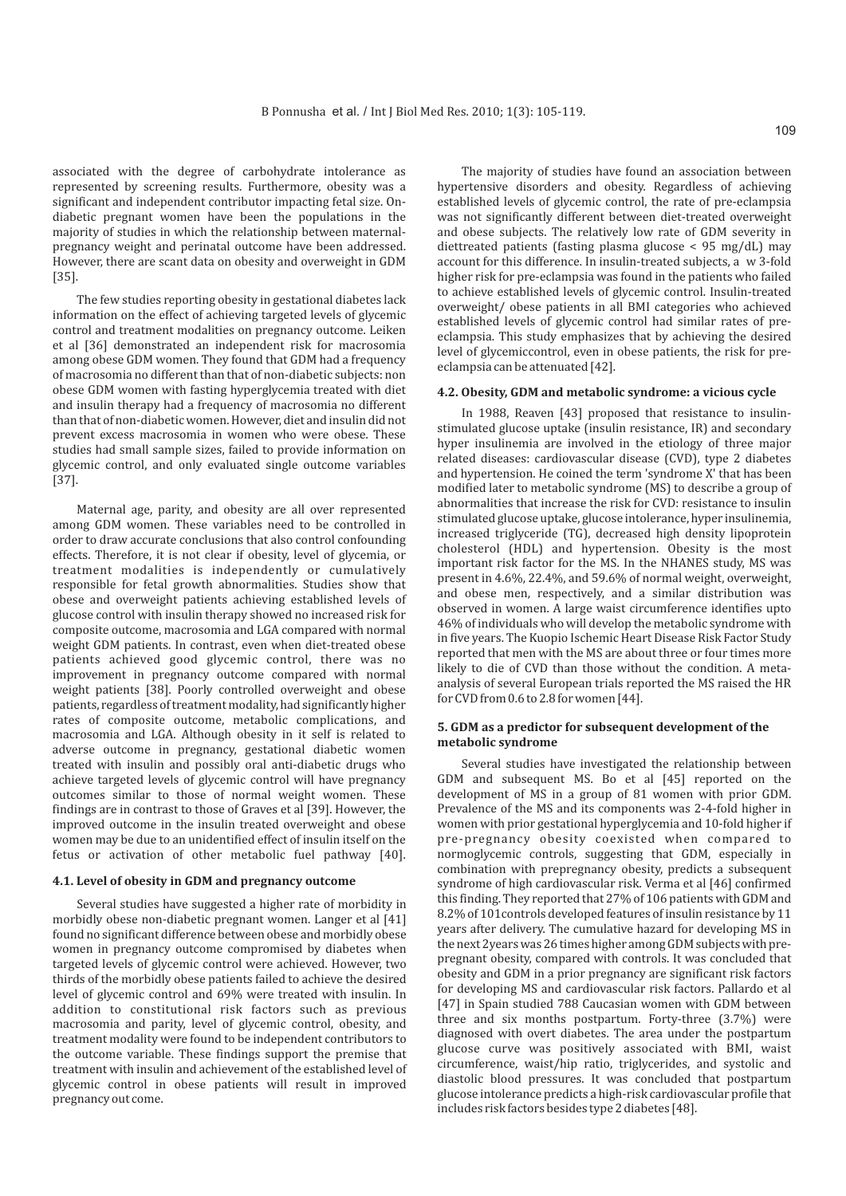associated with the degree of carbohydrate intolerance as represented by screening results. Furthermore, obesity was a significant and independent contributor impacting fetal size. On-diabetic pregnant women have been the populations in the majority of studies in which the relationship between maternal-pregnancy weight and perinatal outcome have been addressed. However, there are scant data on obesity and overweight in GDM [35].

The few studies reporting obesity in gestational diabetes lack information on the effect of achieving targeted levels of glycemic control and treatment modalities on pregnancy outcome. Leiken et al [36] demonstrated an independent risk for macrosomia among obese GDM women. They found that GDM had a frequency of macrosomia no different than that of non-diabetic subjects: non obese GDM women with fasting hyperglycemia treated with diet and insulin therapy had a frequency of macrosomia no different than that of non-diabetic women. However, diet and insulin did not prevent excess macrosomia in women who were obese. These studies had small sample sizes, failed to provide information on glycemic control, and only evaluated single outcome variables [37].

Maternal age, parity, and obesity are all over represented among GDM women. These variables need to be controlled in order to draw accurate conclusions that also control confounding effects. Therefore, it is not clear if obesity, level of glycemia, or treatment modalities is independently or cumulatively responsible for fetal growth abnormalities. Studies show that obese and overweight patients achieving established levels of glucose control with insulin therapy showed no increased risk for composite outcome, macrosomia and LGA compared with normal weight GDM patients. In contrast, even when diet-treated obese patients achieved good glycemic control, there was no improvement in pregnancy outcome compared with normal weight patients [38]. Poorly controlled overweight and obese patients, regardless of treatment modality, had significantly higher rates of composite outcome, metabolic complications, and macrosomia and LGA. Although obesity in it self is related to adverse outcome in pregnancy, gestational diabetic women treated with insulin and possibly oral anti-diabetic drugs who achieve targeted levels of glycemic control will have pregnancy outcomes similar to those of normal weight women. These findings are in contrast to those of Graves et al [39]. However, the improved outcome in the insulin treated overweight and obese women may be due to an unidentified effect of insulin itself on the fetus or activation of other metabolic fuel pathway [40].

### 4.1. Level of obesity in GDM and pregnancy outcome

Several studies have suggested a higher rate of morbidity in morbidly obese non-diabetic pregnant women. Langer et al [41] found no significant difference between obese and morbidly obese women in pregnancy outcome compromised by diabetes when targeted levels of glycemic control were achieved. However, two thirds of the morbidly obese patients failed to achieve the desired level of glycemic control and 69% were treated with insulin. In addition to constitutional risk factors such as previous macrosomia and parity, level of glycemic control, obesity, and treatment modality were found to be independent contributors to the outcome variable. These findings support the premise that treatment with insulin and achievement of the established level of glycemic control in obese patients will result in improved pregnancy out come.

The majority of studies have found an association between hypertensive disorders and obesity. Regardless of achieving established levels of glycemic control, the rate of pre-eclampsia was not significantly different between diet-treated overweight and obese subjects. The relatively low rate of GDM severity in diettreated patients (fasting plasma glucose < 95 mg/dL) may account for this difference. In insulin-treated subjects, a w 3-fold higher risk for pre-eclampsia was found in the patients who failed to achieve established levels of glycemic control. Insulin-treated overweight/ obese patients in all BMI categories who achieved established levels of glycemic control had similar rates of pre-eclampsia. This study emphasizes that by achieving the desired level of glycemiccontrol, even in obese patients, the risk for pre-eclampsia can be attenuated [42].

### 4.2. Obesity, GDM and metabolic syndrome: a vicious cycle

In 1988, Reaven [43] proposed that resistance to insulin-stimulated glucose uptake (insulin resistance, IR) and secondary hyper insulinemia are involved in the etiology of three major related diseases: cardiovascular disease (CVD), type 2 diabetes and hypertension. He coined the term 'syndrome X' that has been modified later to metabolic syndrome (MS) to describe a group of abnormalities that increase the risk for CVD: resistance to insulin stimulated glucose uptake, glucose intolerance, hyper insulinemia, increased triglyceride (TG), decreased high density lipoprotein cholesterol (HDL) and hypertension. Obesity is the most important risk factor for the MS. In the NHANES study, MS was present in 4.6%, 22.4%, and 59.6% of normal weight, overweight, and obese men, respectively, and a similar distribution was observed in women. A large waist circumference identifies upto 46% of individuals who will develop the metabolic syndrome with in five years. The Kuopio Ischemic Heart Disease Risk Factor Study reported that men with the MS are about three or four times more likely to die of CVD than those without the condition. A meta-analysis of several European trials reported the MS raised the HR for CVD from 0.6 to 2.8 for women [44].

## 5. GDM as a predictor for subsequent development of the metabolic syndrome

Several studies have investigated the relationship between GDM and subsequent MS. Bo et al [45] reported on the development of MS in a group of 81 women with prior GDM. Prevalence of the MS and its components was 2-4-fold higher in women with prior gestational hyperglycemia and 10-fold higher if pre-pregnancy obesity coexisted when compared to normoglycemic controls, suggesting that GDM, especially in combination with prepregnancy obesity, predicts a subsequent syndrome of high cardiovascular risk. Verma et al [46] confirmed this finding. They reported that 27% of 106 patients with GDM and 8.2% of 101controls developed features of insulin resistance by 11 years after delivery. The cumulative hazard for developing MS in the next 2years was 26 times higher among GDM subjects with pre-pregnant obesity, compared with controls. It was concluded that obesity and GDM in a prior pregnancy are significant risk factors for developing MS and cardiovascular risk factors. Pallardo et al [47] in Spain studied 788 Caucasian women with GDM between three and six months postpartum. Forty-three (3.7%) were diagnosed with overt diabetes. The area under the postpartum glucose curve was positively associated with BMI, waist circumference, waist/hip ratio, triglycerides, and systolic and diastolic blood pressures. It was concluded that postpartum glucose intolerance predicts a high-risk cardiovascular profile that includes risk factors besides type 2 diabetes [48].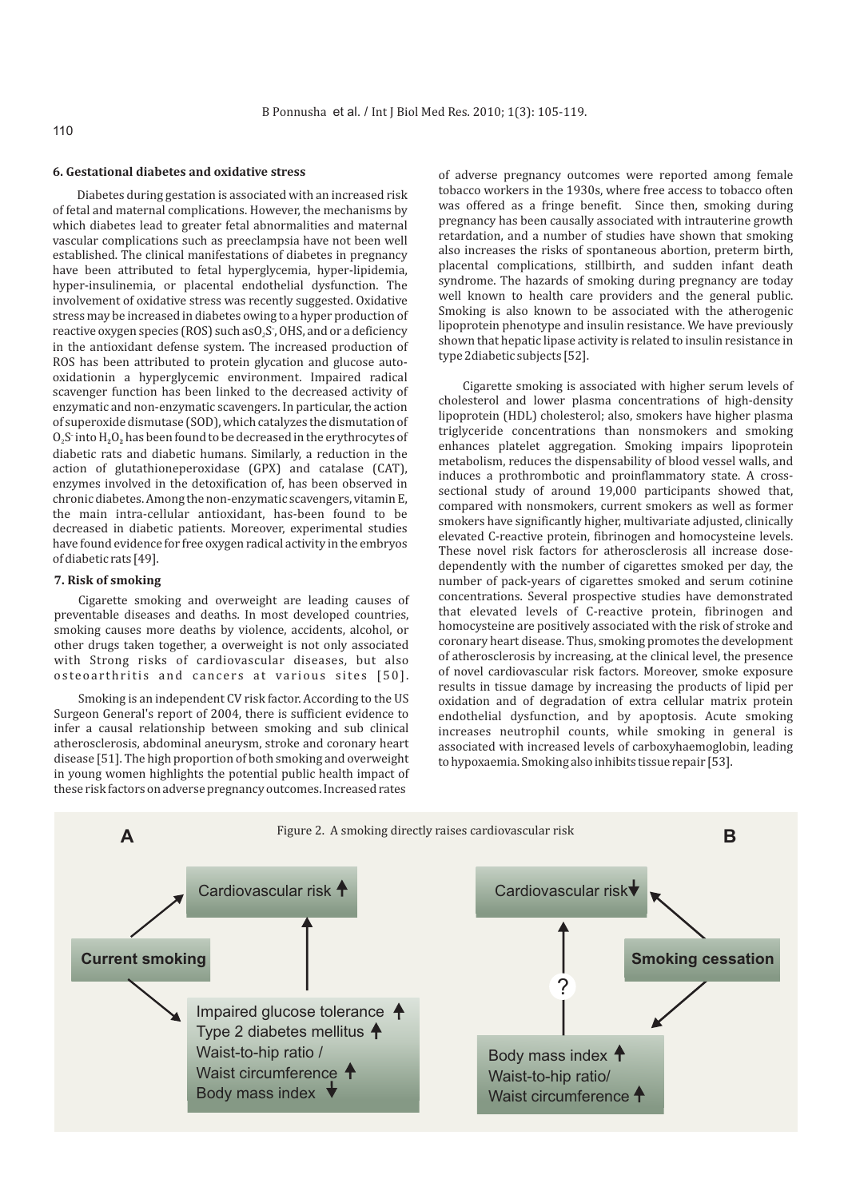## 6. Gestational diabetes and oxidative stress

Diabetes during gestation is associated with an increased risk of fetal and maternal complications. However, the mechanisms by which diabetes lead to greater fetal abnormalities and maternal vascular complications such as preeclampsia have not been well established. The clinical manifestations of diabetes in pregnancy have been attributed to fetal hyperglycemia, hyper-lipidemia, hyper-insulinemia, or placental endothelial dysfunction. The involvement of oxidative stress was recently suggested. Oxidative stress may be increased in diabetes owing to a hyper production of reactive oxygen species (ROS) such as$O_2S^-$, OHS, and or a deficiency in the antioxidant defense system. The increased production of ROS has been attributed to protein glycation and glucose auto-oxidationin a hyperglycemic environment. Impaired radical scavenger function has been linked to the decreased activity of enzymatic and non-enzymatic scavengers. In particular, the action of superoxide dismutase (SOD), which catalyzes the dismutation of $O_2S^-$ into $H_2O_2$ has been found to be decreased in the erythrocytes of diabetic rats and diabetic humans. Similarly, a reduction in the action of glutathioneperoxidase (GPX) and catalase (CAT), enzymes involved in the detoxification of, has been observed in chronic diabetes. Among the non-enzymatic scavengers, vitamin E, the main intra-cellular antioxidant, has-been found to be decreased in diabetic patients. Moreover, experimental studies have found evidence for free oxygen radical activity in the embryos of diabetic rats [49].

## 7. Risk of smoking

Cigarette smoking and overweight are leading causes of preventable diseases and deaths. In most developed countries, smoking causes more deaths by violence, accidents, alcohol, or other drugs taken together, a overweight is not only associated with Strong risks of cardiovascular diseases, but also osteoarthritis and cancers at various sites [50].

Smoking is an independent CV risk factor. According to the US Surgeon General's report of 2004, there is sufficient evidence to infer a causal relationship between smoking and sub clinical atherosclerosis, abdominal aneurysm, stroke and coronary heart disease [51]. The high proportion of both smoking and overweight in young women highlights the potential public health impact of these risk factors on adverse pregnancy outcomes. Increased rates of adverse pregnancy outcomes were reported among female tobacco workers in the 1930s, where free access to tobacco often was offered as a fringe benefit. Since then, smoking during pregnancy has been causally associated with intrauterine growth retardation, and a number of studies have shown that smoking also increases the risks of spontaneous abortion, preterm birth, placental complications, stillbirth, and sudden infant death syndrome. The hazards of smoking during pregnancy are today well known to health care providers and the general public. Smoking is also known to be associated with the atherogenic lipoprotein phenotype and insulin resistance. We have previously shown that hepatic lipase activity is related to insulin resistance in type 2diabetic subjects [52].

Cigarette smoking is associated with higher serum levels of cholesterol and lower plasma concentrations of high-density lipoprotein (HDL) cholesterol; also, smokers have higher plasma triglyceride concentrations than nonsmokers and smoking enhances platelet aggregation. Smoking impairs lipoprotein metabolism, reduces the dispensability of blood vessel walls, and induces a prothrombotic and proinflammatory state. A cross-sectional study of around 19,000 participants showed that, compared with nonsmokers, current smokers as well as former smokers have significantly higher, multivariate adjusted, clinically elevated C-reactive protein, fibrinogen and homocysteine levels. These novel risk factors for atherosclerosis all increase dose-dependently with the number of cigarettes smoked per day, the number of pack-years of cigarettes smoked and serum cotinine concentrations. Several prospective studies have demonstrated that elevated levels of C-reactive protein, fibrinogen and homocysteine are positively associated with the risk of stroke and coronary heart disease. Thus, smoking promotes the development of atherosclerosis by increasing, at the clinical level, the presence of novel cardiovascular risk factors. Moreover, smoke exposure results in tissue damage by increasing the products of lipid per oxidation and of degradation of extra cellular matrix protein endothelial dysfunction, and by apoptosis. Acute smoking increases neutrophil counts, while smoking in general is associated with increased levels of carboxyhaemoglobin, leading to hypoxaemia. Smoking also inhibits tissue repair [53].

Figure 2. A smoking directly raises cardiovascular risk

**A**

- **Current smoking** → Cardiovascular risk ↑
- **Current smoking** → Impaired glucose tolerance ↑, Type 2 diabetes mellitus ↑, Waist-to-hip ratio / Waist circumference ↑, Body mass index ↓ → Cardiovascular risk ↑

**B**

- **Smoking cessation** → Cardiovascular risk ↓
- **Smoking cessation** → Body mass index ↑, Waist-to-hip ratio/ Waist circumference ↑ → ? → Cardiovascular risk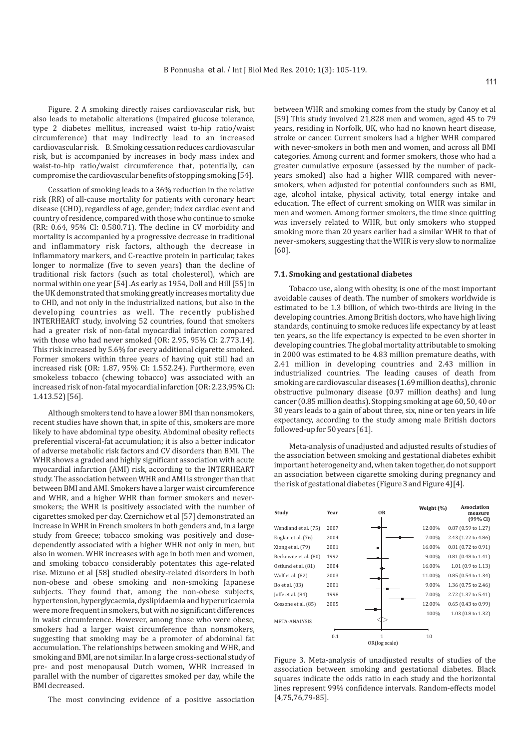Figure. 2 A smoking directly raises cardiovascular risk, but also leads to metabolic alterations (impaired glucose tolerance, type 2 diabetes mellitus, increased waist to-hip ratio/waist circumference) that may indirectly lead to an increased cardiovascular risk. B. Smoking cessation reduces cardiovascular risk, but is accompanied by increases in body mass index and waist-to-hip ratio/waist circumference that, potentially, can compromise the cardiovascular benefits of stopping smoking [54].

Cessation of smoking leads to a 36% reduction in the relative risk (RR) of all-cause mortality for patients with coronary heart disease (CHD), regardless of age, gender; index cardiac event and country of residence, compared with those who continue to smoke (RR: 0.64, 95% CI: 0.580.71). The decline in CV morbidity and mortality is accompanied by a progressive decrease in traditional and inflammatory risk factors, although the decrease in inflammatory markers, and C-reactive protein in particular, takes longer to normalize (five to seven years) than the decline of traditional risk factors (such as total cholesterol), which are normal within one year [54] .As early as 1954, Doll and Hill [55] in the UK demonstrated that smoking greatly increases mortality due to CHD, and not only in the industrialized nations, but also in the developing countries as well. The recently published INTERHEART study, involving 52 countries, found that smokers had a greater risk of non-fatal myocardial infarction compared with those who had never smoked (OR: 2.95, 95% CI: 2.773.14). This risk increased by 5.6% for every additional cigarette smoked. Former smokers within three years of having quit still had an increased risk (OR: 1.87, 95% CI: 1.552.24). Furthermore, even smokeless tobacco (chewing tobacco) was associated with an increased risk of non-fatal myocardial infarction (OR: 2.23,95% CI: 1.413.52) [56].

Although smokers tend to have a lower BMI than nonsmokers, recent studies have shown that, in spite of this, smokers are more likely to have abdominal type obesity. Abdominal obesity reflects preferential visceral-fat accumulation; it is also a better indicator of adverse metabolic risk factors and CV disorders than BMI. The WHR shows a graded and highly significant association with acute myocardial infarction (AMI) risk, according to the INTERHEART study. The association between WHR and AMI is stronger than that between BMI and AMI. Smokers have a larger waist circumference and WHR, and a higher WHR than former smokers and never-smokers; the WHR is positively associated with the number of cigarettes smoked per day. Czernichow et al [57] demonstrated an increase in WHR in French smokers in both genders and, in a large study from Greece; tobacco smoking was positively and dose-dependently associated with a higher WHR not only in men, but also in women. WHR increases with age in both men and women, and smoking tobacco considerably potentates this age-related rise. Mizuno et al [58] studied obesity-related disorders in both non-obese and obese smoking and non-smoking Japanese subjects. They found that, among the non-obese subjects, hypertension, hyperglycaemia, dyslipidaemia and hyperuricaemia were more frequent in smokers, but with no significant differences in waist circumference. However, among those who were obese, smokers had a larger waist circumference than nonsmokers, suggesting that smoking may be a promoter of abdominal fat accumulation. The relationships between smoking and WHR, and smoking and BMI, are not similar. In a large cross-sectional study of pre- and post menopausal Dutch women, WHR increased in parallel with the number of cigarettes smoked per day, while the BMI decreased.

The most convincing evidence of a positive association between WHR and smoking comes from the study by Canoy et al [59] This study involved 21,828 men and women, aged 45 to 79 years, residing in Norfolk, UK, who had no known heart disease, stroke or cancer. Current smokers had a higher WHR compared with never-smokers in both men and women, and across all BMI categories. Among current and former smokers, those who had a greater cumulative exposure (assessed by the number of pack-years smoked) also had a higher WHR compared with never-smokers, when adjusted for potential confounders such as BMI, age, alcohol intake, physical activity, total energy intake and education. The effect of current smoking on WHR was similar in men and women. Among former smokers, the time since quitting was inversely related to WHR, but only smokers who stopped smoking more than 20 years earlier had a similar WHR to that of never-smokers, suggesting that the WHR is very slow to normalize [60].

### 7.1. Smoking and gestational diabetes

Tobacco use, along with obesity, is one of the most important avoidable causes of death. The number of smokers worldwide is estimated to be 1.3 billion, of which two-thirds are living in the developing countries. Among British doctors, who have high living standards, continuing to smoke reduces life expectancy by at least ten years, so the life expectancy is expected to be even shorter in developing countries. The global mortality attributable to smoking in 2000 was estimated to be 4.83 million premature deaths, with 2.41 million in developing countries and 2.43 million in industrialized countries. The leading causes of death from smoking are cardiovascular diseases (1.69 million deaths), chronic obstructive pulmonary disease (0.97 million deaths) and lung cancer (0.85 million deaths). Stopping smoking at age 60, 50, 40 or 30 years leads to a gain of about three, six, nine or ten years in life expectancy, according to the study among male British doctors followed-up for 50 years [61].

Meta-analysis of unadjusted and adjusted results of studies of the association between smoking and gestational diabetes exhibit important heterogeneity and, when taken together, do not support an association between cigarette smoking during pregnancy and the risk of gestational diabetes (Figure 3 and Figure 4)[4].

| Study | Year | Weight (%) | Association measure (99% CI) |
|---|---|---|---|
| Wendland et al. (75) | 2007 | 12.00% | 0.87 (0.59 to 1.27) |
| Englan et al. (76) | 2004 | 7.00% | 2.43 (1.22 to 4.86) |
| Xiong et al. (79) | 2001 | 16.00% | 0.81 (0.72 to 0.91) |
| Berkowitz et al. (80) | 1992 | 9.00% | 0.81 (0.48 to 1.41) |
| Ostlund et al. (81) | 2004 | 16.00% | 1.01 (0.9 to 1.13) |
| Wolf et al. (82) | 2003 | 11.00% | 0.85 (0.54 to 1.34) |
| Bo et al. (83) | 2001 | 9.00% | 1.36 (0.75 to 2.46) |
| Joffe et al. (84) | 1998 | 7.00% | 2.72 (1.37 to 5.41) |
| Cossone et al. (85) | 2005 | 12.00% | 0.65 (0.43 to 0.99) |
| META-ANALYSIS | | 100% | 1.03 (0.8 to 1.32) |

Figure 3. Meta-analysis of unadjusted results of studies of the association between smoking and gestational diabetes. Black squares indicate the odds ratio in each study and the horizontal lines represent 99% confidence intervals. Random-effects model [4,75,76,79-85].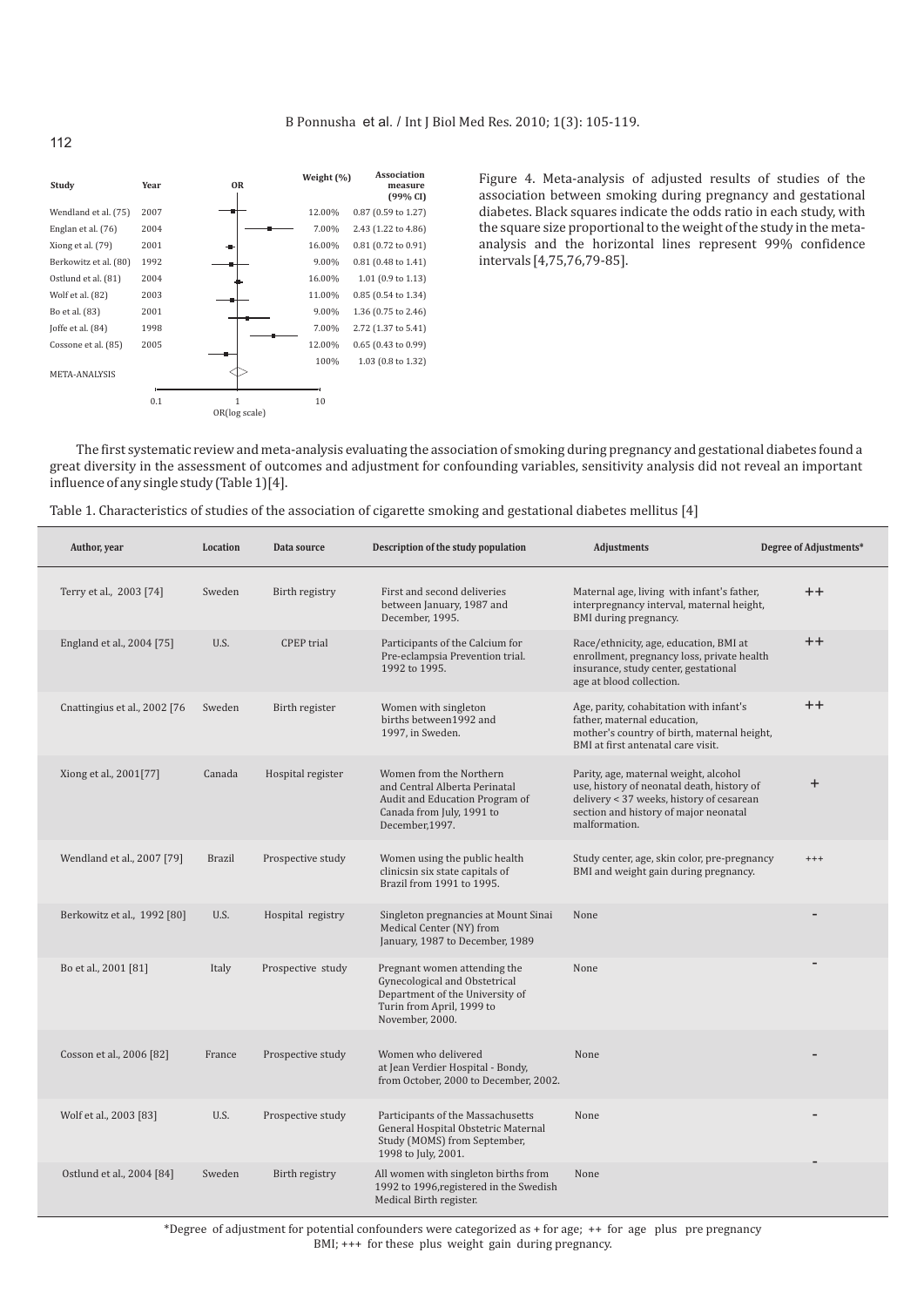| Study | Year | Weight (%) | Association measure (99% CI) |
|---|---|---|---|
| Wendland et al. (75) | 2007 | 12.00% | 0.87 (0.59 to 1.27) |
| Englan et al. (76) | 2004 | 7.00% | 2.43 (1.22 to 4.86) |
| Xiong et al. (79) | 2001 | 16.00% | 0.81 (0.72 to 0.91) |
| Berkowitz et al. (80) | 1992 | 9.00% | 0.81 (0.48 to 1.41) |
| Ostlund et al. (81) | 2004 | 16.00% | 1.01 (0.9 to 1.13) |
| Wolf et al. (82) | 2003 | 11.00% | 0.85 (0.54 to 1.34) |
| Bo et al. (83) | 2001 | 9.00% | 1.36 (0.75 to 2.46) |
| Joffe et al. (84) | 1998 | 7.00% | 2.72 (1.37 to 5.41) |
| Cossone et al. (85) | 2005 | 12.00% | 0.65 (0.43 to 0.99) |
| META-ANALYSIS | | 100% | 1.03 (0.8 to 1.32) |

OR (log scale): 0.1, 1, 10

Figure 4. Meta-analysis of adjusted results of studies of the association between smoking during pregnancy and gestational diabetes. Black squares indicate the odds ratio in each study, with the square size proportional to the weight of the study in the meta-analysis and the horizontal lines represent 99% confidence intervals [4,75,76,79-85].

The first systematic review and meta-analysis evaluating the association of smoking during pregnancy and gestational diabetes found a great diversity in the assessment of outcomes and adjustment for confounding variables, sensitivity analysis did not reveal an important influence of any single study (Table 1)[4].

Table 1. Characteristics of studies of the association of cigarette smoking and gestational diabetes mellitus [4]

| Author, year | Location | Data source | Description of the study population | Adjustments | Degree of Adjustments* |
|---|---|---|---|---|---|
| Terry et al., 2003 [74] | Sweden | Birth registry | First and second deliveries between January, 1987 and December, 1995. | Maternal age, living with infant's father, interpregnancy interval, maternal height, BMI during pregnancy. | ++ |
| England et al., 2004 [75] | U.S. | CPEP trial | Participants of the Calcium for Pre-eclampsia Prevention trial. 1992 to 1995. | Race/ethnicity, age, education, BMI at enrollment, pregnancy loss, private health insurance, study center, gestational age at blood collection. | ++ |
| Cnattingius et al., 2002 [76 | Sweden | Birth register | Women with singleton births between1992 and 1997, in Sweden. | Age, parity, cohabitation with infant's father, maternal education, mother's country of birth, maternal height, BMI at first antenatal care visit. | ++ |
| Xiong et al., 2001[77] | Canada | Hospital register | Women from the Northern and Central Alberta Perinatal Audit and Education Program of Canada from July, 1991 to December,1997. | Parity, age, maternal weight, alcohol use, history of neonatal death, history of delivery < 37 weeks, history of cesarean section and history of major neonatal malformation. | + |
| Wendland et al., 2007 [79] | Brazil | Prospective study | Women using the public health clinicsin six state capitals of Brazil from 1991 to 1995. | Study center, age, skin color, pre-pregnancy BMI and weight gain during pregnancy. | +++ |
| Berkowitz et al., 1992 [80] | U.S. | Hospital registry | Singleton pregnancies at Mount Sinai Medical Center (NY) from January, 1987 to December, 1989 | None | - |
| Bo et al., 2001 [81] | Italy | Prospective study | Pregnant women attending the Gynecological and Obstetrical Department of the University of Turin from April, 1999 to November, 2000. | None | - |
| Cosson et al., 2006 [82] | France | Prospective study | Women who delivered at Jean Verdier Hospital - Bondy, from October, 2000 to December, 2002. | None | - |
| Wolf et al., 2003 [83] | U.S. | Prospective study | Participants of the Massachusetts General Hospital Obstetric Maternal Study (MOMS) from September, 1998 to July, 2001. | None | - |
| Ostlund et al., 2004 [84] | Sweden | Birth registry | All women with singleton births from 1992 to 1996,registered in the Swedish Medical Birth register. | None | - |

*Degree of adjustment for potential confounders were categorized as + for age; ++ for age plus pre pregnancy BMI; +++ for these plus weight gain during pregnancy.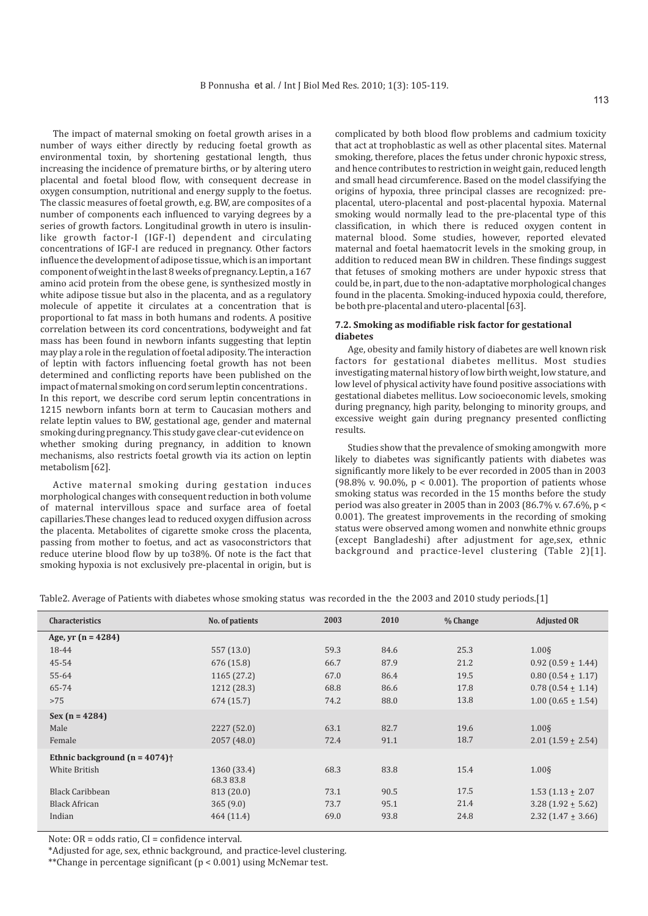The impact of maternal smoking on foetal growth arises in a number of ways either directly by reducing foetal growth as environmental toxin, by shortening gestational length, thus increasing the incidence of premature births, or by altering utero placental and foetal blood flow, with consequent decrease in oxygen consumption, nutritional and energy supply to the foetus. The classic measures of foetal growth, e.g. BW, are composites of a number of components each influenced to varying degrees by a series of growth factors. Longitudinal growth in utero is insulin-like growth factor-I (IGF-I) dependent and circulating concentrations of IGF-I are reduced in pregnancy. Other factors influence the development of adipose tissue, which is an important component of weight in the last 8 weeks of pregnancy. Leptin, a 167 amino acid protein from the obese gene, is synthesized mostly in white adipose tissue but also in the placenta, and as a regulatory molecule of appetite it circulates at a concentration that is proportional to fat mass in both humans and rodents. A positive correlation between its cord concentrations, bodyweight and fat mass has been found in newborn infants suggesting that leptin may play a role in the regulation of foetal adiposity. The interaction of leptin with factors influencing foetal growth has not been determined and conflicting reports have been published on the impact of maternal smoking on cord serum leptin concentrations . In this report, we describe cord serum leptin concentrations in 1215 newborn infants born at term to Caucasian mothers and relate leptin values to BW, gestational age, gender and maternal smoking during pregnancy. This study gave clear-cut evidence on whether smoking during pregnancy, in addition to known mechanisms, also restricts foetal growth via its action on leptin metabolism [62].

Active maternal smoking during gestation induces morphological changes with consequent reduction in both volume of maternal intervillous space and surface area of foetal capillaries.These changes lead to reduced oxygen diffusion across the placenta. Metabolites of cigarette smoke cross the placenta, passing from mother to foetus, and act as vasoconstrictors that reduce uterine blood flow by up to38%. Of note is the fact that smoking hypoxia is not exclusively pre-placental in origin, but is complicated by both blood flow problems and cadmium toxicity that act at trophoblastic as well as other placental sites. Maternal smoking, therefore, places the fetus under chronic hypoxic stress, and hence contributes to restriction in weight gain, reduced length and small head circumference. Based on the model classifying the origins of hypoxia, three principal classes are recognized: pre-placental, utero-placental and post-placental hypoxia. Maternal smoking would normally lead to the pre-placental type of this classification, in which there is reduced oxygen content in maternal blood. Some studies, however, reported elevated maternal and foetal haematocrit levels in the smoking group, in addition to reduced mean BW in children. These findings suggest that fetuses of smoking mothers are under hypoxic stress that could be, in part, due to the non-adaptative morphological changes found in the placenta. Smoking-induced hypoxia could, therefore, be both pre-placental and utero-placental [63].

### 7.2. Smoking as modifiable risk factor for gestational diabetes

Age, obesity and family history of diabetes are well known risk factors for gestational diabetes mellitus. Most studies investigating maternal history of low birth weight, low stature, and low level of physical activity have found positive associations with gestational diabetes mellitus. Low socioeconomic levels, smoking during pregnancy, high parity, belonging to minority groups, and excessive weight gain during pregnancy presented conflicting results.

Studies show that the prevalence of smoking amongwith more likely to diabetes was significantly patients with diabetes was significantly more likely to be ever recorded in 2005 than in 2003 (98.8% v. 90.0%, $p < 0.001$). The proportion of patients whose smoking status was recorded in the 15 months before the study period was also greater in 2005 than in 2003 (86.7% v. 67.6%, $p < 0.001$). The greatest improvements in the recording of smoking status were observed among women and nonwhite ethnic groups (except Bangladeshi) after adjustment for age,sex, ethnic background and practice-level clustering (Table 2)[1].

Table2. Average of Patients with diabetes whose smoking status was recorded in the the 2003 and 2010 study periods.[1]

| Characteristics | No. of patients | 2003 | 2010 | % Change | Adjusted OR |
|---|---|---|---|---|---|
| **Age, yr (n = 4284)** | | | | | |
| 18-44 | 557 (13.0) | 59.3 | 84.6 | 25.3 | 1.00§ |
| 45-54 | 676 (15.8) | 66.7 | 87.9 | 21.2 | 0.92 (0.59 ± 1.44) |
| 55-64 | 1165 (27.2) | 67.0 | 86.4 | 19.5 | 0.80 (0.54 ± 1.17) |
| 65-74 | 1212 (28.3) | 68.8 | 86.6 | 17.8 | 0.78 (0.54 ± 1.14) |
| >75 | 674 (15.7) | 74.2 | 88.0 | 13.8 | 1.00 (0.65 ± 1.54) |
| **Sex (n = 4284)** | | | | | |
| Male | 2227 (52.0) | 63.1 | 82.7 | 19.6 | 1.00§ |
| Female | 2057 (48.0) | 72.4 | 91.1 | 18.7 | 2.01 (1.59 ± 2.54) |
| **Ethnic background (n = 4074)†** | | | | | |
| White British | 1360 (33.4) 68.3 83.8 | 68.3 | 83.8 | 15.4 | 1.00§ |
| Black Caribbean | 813 (20.0) | 73.1 | 90.5 | 17.5 | 1.53 (1.13 ± 2.07 |
| Black African | 365 (9.0) | 73.7 | 95.1 | 21.4 | 3.28 (1.92 ± 5.62) |
| Indian | 464 (11.4) | 69.0 | 93.8 | 24.8 | 2.32 (1.47 ± 3.66) |

Note: OR = odds ratio, CI = confidence interval.

*Adjusted for age, sex, ethnic background, and practice-level clustering.

**Change in percentage significant ($p < 0.001$) using McNemar test.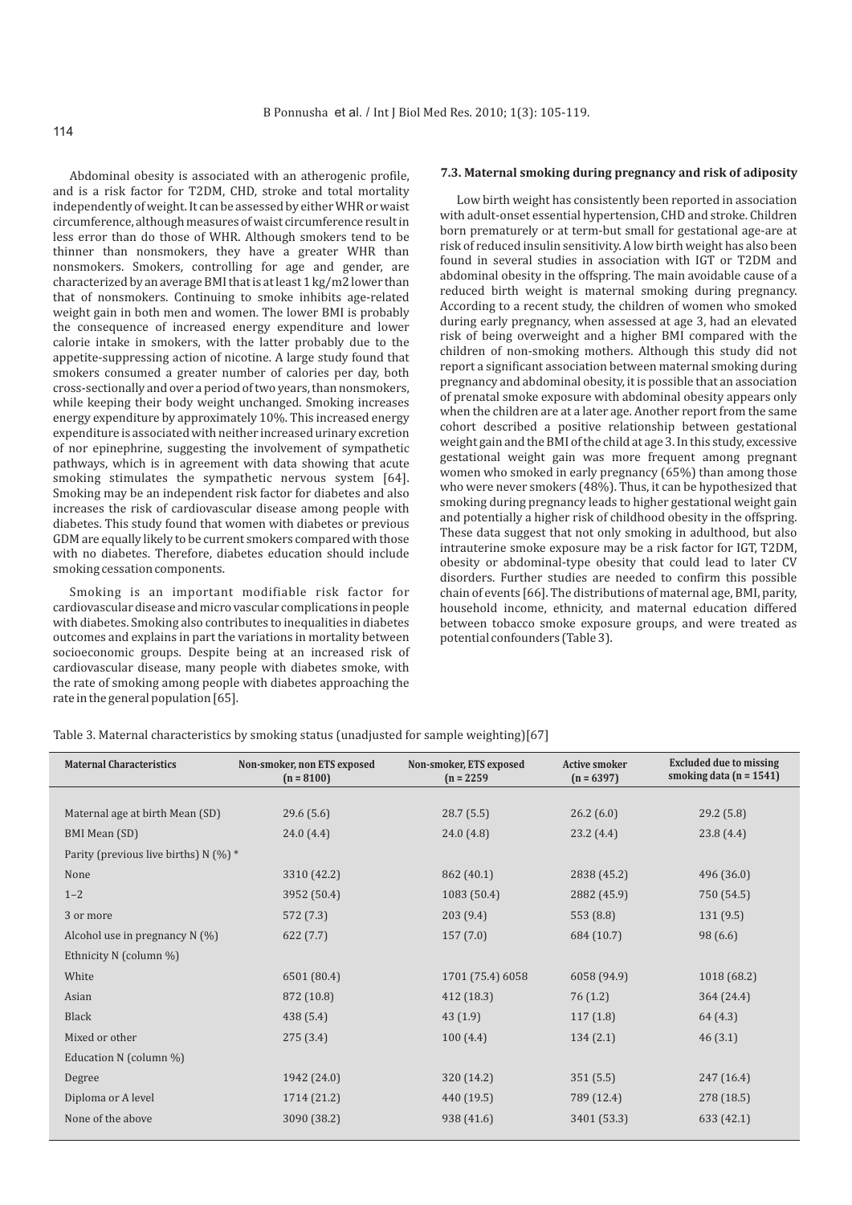Abdominal obesity is associated with an atherogenic profile, and is a risk factor for T2DM, CHD, stroke and total mortality independently of weight. It can be assessed by either WHR or waist circumference, although measures of waist circumference result in less error than do those of WHR. Although smokers tend to be thinner than nonsmokers, they have a greater WHR than nonsmokers. Smokers, controlling for age and gender, are characterized by an average BMI that is at least 1 kg/m2 lower than that of nonsmokers. Continuing to smoke inhibits age-related weight gain in both men and women. The lower BMI is probably the consequence of increased energy expenditure and lower calorie intake in smokers, with the latter probably due to the appetite-suppressing action of nicotine. A large study found that smokers consumed a greater number of calories per day, both cross-sectionally and over a period of two years, than nonsmokers, while keeping their body weight unchanged. Smoking increases energy expenditure by approximately 10%. This increased energy expenditure is associated with neither increased urinary excretion of nor epinephrine, suggesting the involvement of sympathetic pathways, which is in agreement with data showing that acute smoking stimulates the sympathetic nervous system [64]. Smoking may be an independent risk factor for diabetes and also increases the risk of cardiovascular disease among people with diabetes. This study found that women with diabetes or previous GDM are equally likely to be current smokers compared with those with no diabetes. Therefore, diabetes education should include smoking cessation components.

Smoking is an important modifiable risk factor for cardiovascular disease and micro vascular complications in people with diabetes. Smoking also contributes to inequalities in diabetes outcomes and explains in part the variations in mortality between socioeconomic groups. Despite being at an increased risk of cardiovascular disease, many people with diabetes smoke, with the rate of smoking among people with diabetes approaching the rate in the general population [65].

### 7.3. Maternal smoking during pregnancy and risk of adiposity

Low birth weight has consistently been reported in association with adult-onset essential hypertension, CHD and stroke. Children born prematurely or at term-but small for gestational age-are at risk of reduced insulin sensitivity. A low birth weight has also been found in several studies in association with IGT or T2DM and abdominal obesity in the offspring. The main avoidable cause of a reduced birth weight is maternal smoking during pregnancy. According to a recent study, the children of women who smoked during early pregnancy, when assessed at age 3, had an elevated risk of being overweight and a higher BMI compared with the children of non-smoking mothers. Although this study did not report a significant association between maternal smoking during pregnancy and abdominal obesity, it is possible that an association of prenatal smoke exposure with abdominal obesity appears only when the children are at a later age. Another report from the same cohort described a positive relationship between gestational weight gain and the BMI of the child at age 3. In this study, excessive gestational weight gain was more frequent among pregnant women who smoked in early pregnancy (65%) than among those who were never smokers (48%). Thus, it can be hypothesized that smoking during pregnancy leads to higher gestational weight gain and potentially a higher risk of childhood obesity in the offspring. These data suggest that not only smoking in adulthood, but also intrauterine smoke exposure may be a risk factor for IGT, T2DM, obesity or abdominal-type obesity that could lead to later CV disorders. Further studies are needed to confirm this possible chain of events [66]. The distributions of maternal age, BMI, parity, household income, ethnicity, and maternal education differed between tobacco smoke exposure groups, and were treated as potential confounders (Table 3).

Table 3. Maternal characteristics by smoking status (unadjusted for sample weighting)[67]

| Maternal Characteristics | Non-smoker, non ETS exposed (n = 8100) | Non-smoker, ETS exposed (n = 2259 | Active smoker (n = 6397) | Excluded due to missing smoking data (n = 1541) |
|---|---|---|---|---|
| Maternal age at birth Mean (SD) | 29.6 (5.6) | 28.7 (5.5) | 26.2 (6.0) | 29.2 (5.8) |
| BMI Mean (SD) | 24.0 (4.4) | 24.0 (4.8) | 23.2 (4.4) | 23.8 (4.4) |
| Parity (previous live births) N (%) * | | | | |
| None | 3310 (42.2) | 862 (40.1) | 2838 (45.2) | 496 (36.0) |
| 1–2 | 3952 (50.4) | 1083 (50.4) | 2882 (45.9) | 750 (54.5) |
| 3 or more | 572 (7.3) | 203 (9.4) | 553 (8.8) | 131 (9.5) |
| Alcohol use in pregnancy N (%) | 622 (7.7) | 157 (7.0) | 684 (10.7) | 98 (6.6) |
| Ethnicity N (column %) | | | | |
| White | 6501 (80.4) | 1701 (75.4) 6058 | 6058 (94.9) | 1018 (68.2) |
| Asian | 872 (10.8) | 412 (18.3) | 76 (1.2) | 364 (24.4) |
| Black | 438 (5.4) | 43 (1.9) | 117 (1.8) | 64 (4.3) |
| Mixed or other | 275 (3.4) | 100 (4.4) | 134 (2.1) | 46 (3.1) |
| Education N (column %) | | | | |
| Degree | 1942 (24.0) | 320 (14.2) | 351 (5.5) | 247 (16.4) |
| Diploma or A level | 1714 (21.2) | 440 (19.5) | 789 (12.4) | 278 (18.5) |
| None of the above | 3090 (38.2) | 938 (41.6) | 3401 (53.3) | 633 (42.1) |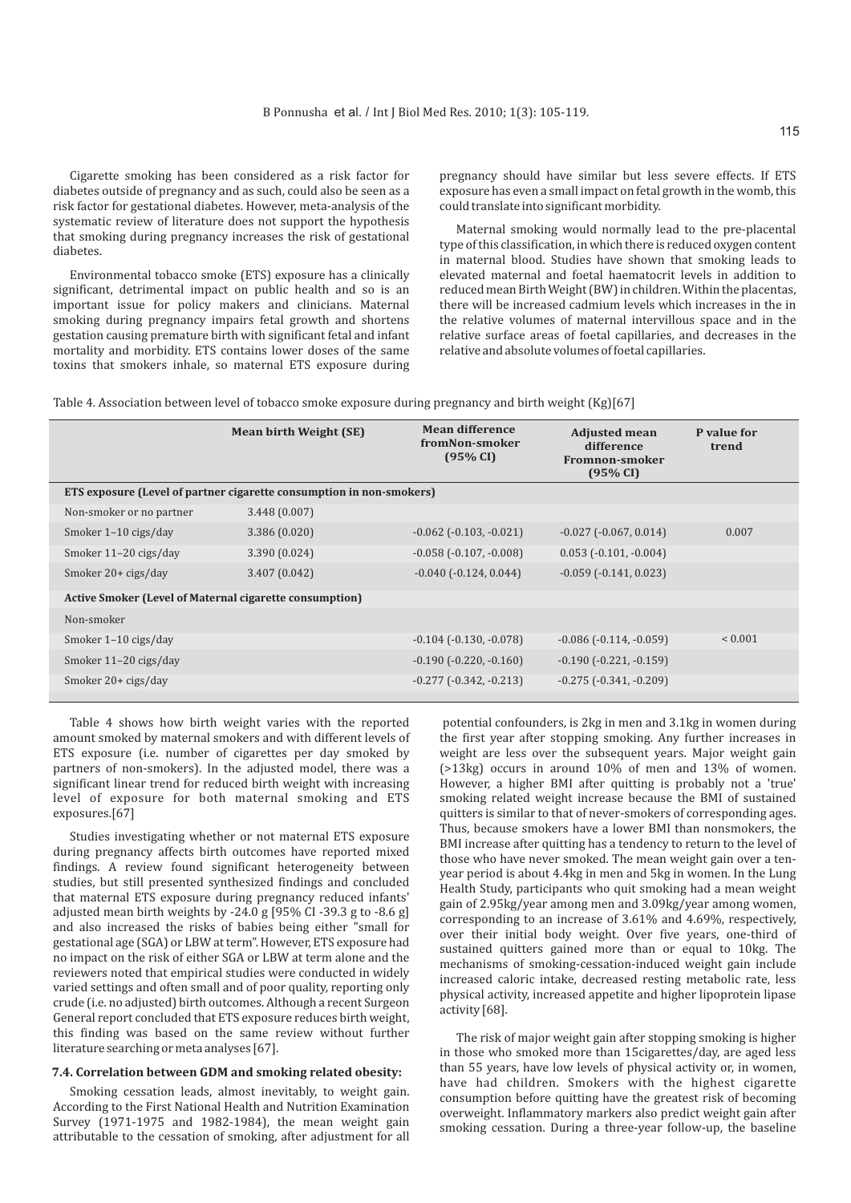Cigarette smoking has been considered as a risk factor for diabetes outside of pregnancy and as such, could also be seen as a risk factor for gestational diabetes. However, meta-analysis of the systematic review of literature does not support the hypothesis that smoking during pregnancy increases the risk of gestational diabetes.

Environmental tobacco smoke (ETS) exposure has a clinically significant, detrimental impact on public health and so is an important issue for policy makers and clinicians. Maternal smoking during pregnancy impairs fetal growth and shortens gestation causing premature birth with significant fetal and infant mortality and morbidity. ETS contains lower doses of the same toxins that smokers inhale, so maternal ETS exposure during pregnancy should have similar but less severe effects. If ETS exposure has even a small impact on fetal growth in the womb, this could translate into significant morbidity.

Maternal smoking would normally lead to the pre-placental type of this classification, in which there is reduced oxygen content in maternal blood. Studies have shown that smoking leads to elevated maternal and foetal haematocrit levels in addition to reduced mean Birth Weight (BW) in children. Within the placentas, there will be increased cadmium levels which increases in the in the relative volumes of maternal intervillous space and in the relative surface areas of foetal capillaries, and decreases in the relative and absolute volumes of foetal capillaries.

Table 4. Association between level of tobacco smoke exposure during pregnancy and birth weight (Kg)[67]

| | Mean birth Weight (SE) | Mean difference fromNon-smoker (95% CI) | Adjusted mean difference Fromnon-smoker (95% CI) | P value for trend |
|---|---|---|---|---|
| **ETS exposure (Level of partner cigarette consumption in non-smokers)** | | | | |
| Non-smoker or no partner | 3.448 (0.007) | | | |
| Smoker 1–10 cigs/day | 3.386 (0.020) | -0.062 (-0.103, -0.021) | -0.027 (-0.067, 0.014) | 0.007 |
| Smoker 11–20 cigs/day | 3.390 (0.024) | -0.058 (-0.107, -0.008) | 0.053 (-0.101, -0.004) | |
| Smoker 20+ cigs/day | 3.407 (0.042) | -0.040 (-0.124, 0.044) | -0.059 (-0.141, 0.023) | |
| **Active Smoker (Level of Maternal cigarette consumption)** | | | | |
| Non-smoker | | | | |
| Smoker 1–10 cigs/day | | -0.104 (-0.130, -0.078) | -0.086 (-0.114, -0.059) | < 0.001 |
| Smoker 11–20 cigs/day | | -0.190 (-0.220, -0.160) | -0.190 (-0.221, -0.159) | |
| Smoker 20+ cigs/day | | -0.277 (-0.342, -0.213) | -0.275 (-0.341, -0.209) | |

Table 4 shows how birth weight varies with the reported amount smoked by maternal smokers and with different levels of ETS exposure (i.e. number of cigarettes per day smoked by partners of non-smokers). In the adjusted model, there was a significant linear trend for reduced birth weight with increasing level of exposure for both maternal smoking and ETS exposures.[67]

Studies investigating whether or not maternal ETS exposure during pregnancy affects birth outcomes have reported mixed findings. A review found significant heterogeneity between studies, but still presented synthesized findings and concluded that maternal ETS exposure during pregnancy reduced infants' adjusted mean birth weights by -24.0 g [95% CI -39.3 g to -8.6 g] and also increased the risks of babies being either "small for gestational age (SGA) or LBW at term". However, ETS exposure had no impact on the risk of either SGA or LBW at term alone and the reviewers noted that empirical studies were conducted in widely varied settings and often small and of poor quality, reporting only crude (i.e. no adjusted) birth outcomes. Although a recent Surgeon General report concluded that ETS exposure reduces birth weight, this finding was based on the same review without further literature searching or meta analyses [67].

### 7.4. Correlation between GDM and smoking related obesity:

Smoking cessation leads, almost inevitably, to weight gain. According to the First National Health and Nutrition Examination Survey (1971-1975 and 1982-1984), the mean weight gain attributable to the cessation of smoking, after adjustment for all potential confounders, is 2kg in men and 3.1kg in women during the first year after stopping smoking. Any further increases in weight are less over the subsequent years. Major weight gain (>13kg) occurs in around 10% of men and 13% of women. However, a higher BMI after quitting is probably not a 'true' smoking related weight increase because the BMI of sustained quitters is similar to that of never-smokers of corresponding ages. Thus, because smokers have a lower BMI than nonsmokers, the BMI increase after quitting has a tendency to return to the level of those who have never smoked. The mean weight gain over a ten-year period is about 4.4kg in men and 5kg in women. In the Lung Health Study, participants who quit smoking had a mean weight gain of 2.95kg/year among men and 3.09kg/year among women, corresponding to an increase of 3.61% and 4.69%, respectively, over their initial body weight. Over five years, one-third of sustained quitters gained more than or equal to 10kg. The mechanisms of smoking-cessation-induced weight gain include increased caloric intake, decreased resting metabolic rate, less physical activity, increased appetite and higher lipoprotein lipase activity [68].

The risk of major weight gain after stopping smoking is higher in those who smoked more than 15cigarettes/day, are aged less than 55 years, have low levels of physical activity or, in women, have had children. Smokers with the highest cigarette consumption before quitting have the greatest risk of becoming overweight. Inflammatory markers also predict weight gain after smoking cessation. During a three-year follow-up, the baseline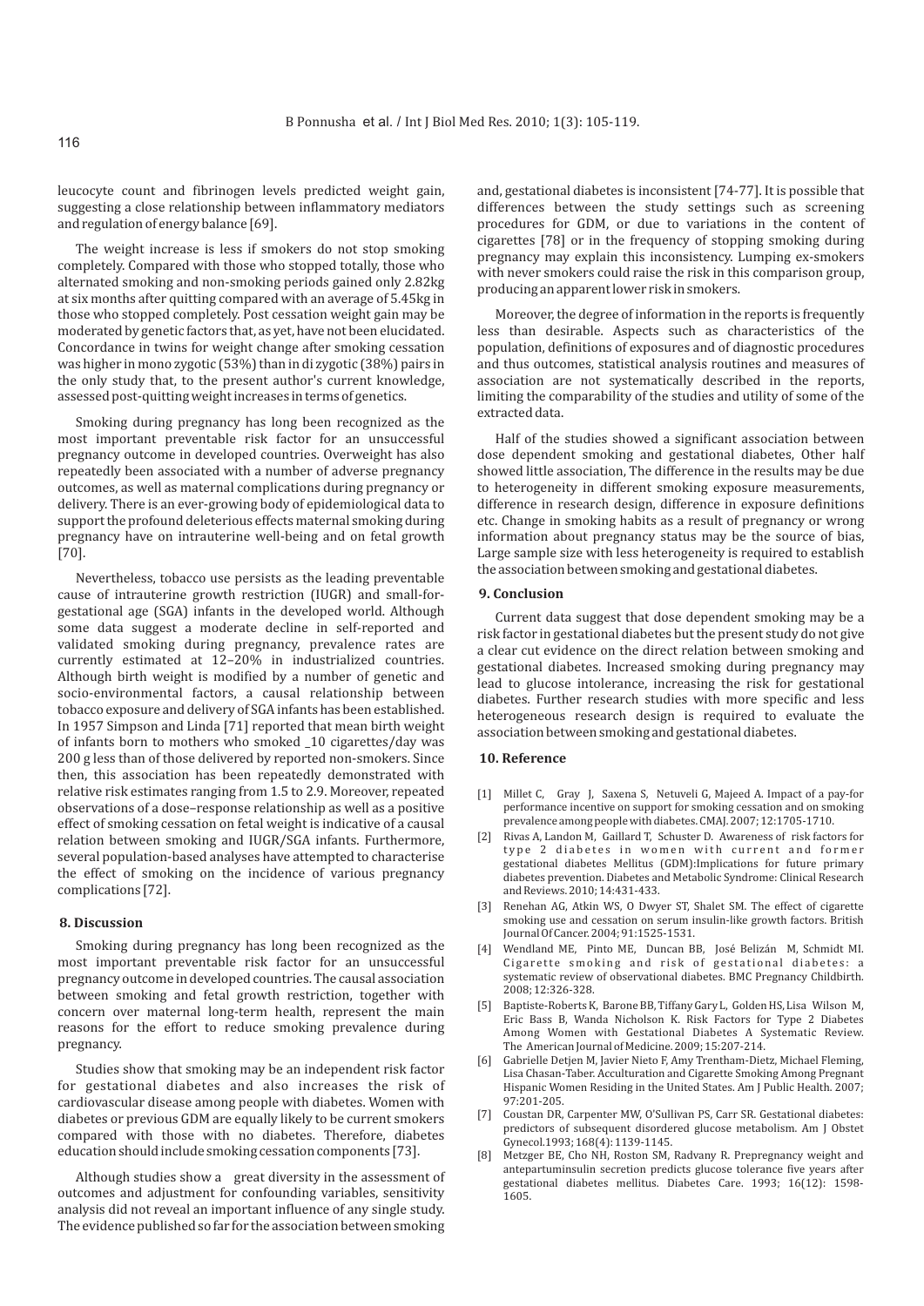leucocyte count and fibrinogen levels predicted weight gain, suggesting a close relationship between inflammatory mediators and regulation of energy balance [69].

The weight increase is less if smokers do not stop smoking completely. Compared with those who stopped totally, those who alternated smoking and non-smoking periods gained only 2.82kg at six months after quitting compared with an average of 5.45kg in those who stopped completely. Post cessation weight gain may be moderated by genetic factors that, as yet, have not been elucidated. Concordance in twins for weight change after smoking cessation was higher in mono zygotic (53%) than in di zygotic (38%) pairs in the only study that, to the present author's current knowledge, assessed post-quitting weight increases in terms of genetics.

Smoking during pregnancy has long been recognized as the most important preventable risk factor for an unsuccessful pregnancy outcome in developed countries. Overweight has also repeatedly been associated with a number of adverse pregnancy outcomes, as well as maternal complications during pregnancy or delivery. There is an ever-growing body of epidemiological data to support the profound deleterious effects maternal smoking during pregnancy have on intrauterine well-being and on fetal growth [70].

Nevertheless, tobacco use persists as the leading preventable cause of intrauterine growth restriction (IUGR) and small-for-gestational age (SGA) infants in the developed world. Although some data suggest a moderate decline in self-reported and validated smoking during pregnancy, prevalence rates are currently estimated at 12–20% in industrialized countries. Although birth weight is modified by a number of genetic and socio-environmental factors, a causal relationship between tobacco exposure and delivery of SGA infants has been established. In 1957 Simpson and Linda [71] reported that mean birth weight of infants born to mothers who smoked _10 cigarettes/day was 200 g less than of those delivered by reported non-smokers. Since then, this association has been repeatedly demonstrated with relative risk estimates ranging from 1.5 to 2.9. Moreover, repeated observations of a dose–response relationship as well as a positive effect of smoking cessation on fetal weight is indicative of a causal relation between smoking and IUGR/SGA infants. Furthermore, several population-based analyses have attempted to characterise the effect of smoking on the incidence of various pregnancy complications [72].

## 8. Discussion

Smoking during pregnancy has long been recognized as the most important preventable risk factor for an unsuccessful pregnancy outcome in developed countries. The causal association between smoking and fetal growth restriction, together with concern over maternal long-term health, represent the main reasons for the effort to reduce smoking prevalence during pregnancy.

Studies show that smoking may be an independent risk factor for gestational diabetes and also increases the risk of cardiovascular disease among people with diabetes. Women with diabetes or previous GDM are equally likely to be current smokers compared with those with no diabetes. Therefore, diabetes education should include smoking cessation components [73].

Although studies show a great diversity in the assessment of outcomes and adjustment for confounding variables, sensitivity analysis did not reveal an important influence of any single study. The evidence published so far for the association between smoking and, gestational diabetes is inconsistent [74-77]. It is possible that differences between the study settings such as screening procedures for GDM, or due to variations in the content of cigarettes [78] or in the frequency of stopping smoking during pregnancy may explain this inconsistency. Lumping ex-smokers with never smokers could raise the risk in this comparison group, producing an apparent lower risk in smokers.

Moreover, the degree of information in the reports is frequently less than desirable. Aspects such as characteristics of the population, definitions of exposures and of diagnostic procedures and thus outcomes, statistical analysis routines and measures of association are not systematically described in the reports, limiting the comparability of the studies and utility of some of the extracted data.

Half of the studies showed a significant association between dose dependent smoking and gestational diabetes, Other half showed little association, The difference in the results may be due to heterogeneity in different smoking exposure measurements, difference in research design, difference in exposure definitions etc. Change in smoking habits as a result of pregnancy or wrong information about pregnancy status may be the source of bias, Large sample size with less heterogeneity is required to establish the association between smoking and gestational diabetes.

## 9. Conclusion

Current data suggest that dose dependent smoking may be a risk factor in gestational diabetes but the present study do not give a clear cut evidence on the direct relation between smoking and gestational diabetes. Increased smoking during pregnancy may lead to glucose intolerance, increasing the risk for gestational diabetes. Further research studies with more specific and less heterogeneous research design is required to evaluate the association between smoking and gestational diabetes.

## 10. Reference

[1] Millet C, Gray J, Saxena S, Netuveli G, Majeed A. Impact of a pay-for performance incentive on support for smoking cessation and on smoking prevalence among people with diabetes. CMAJ. 2007; 12:1705-1710.

[2] Rivas A, Landon M, Gaillard T, Schuster D. Awareness of risk factors for type 2 diabetes in women with current and former gestational diabetes Mellitus (GDM):Implications for future primary diabetes prevention. Diabetes and Metabolic Syndrome: Clinical Research and Reviews. 2010; 14:431-433.

[3] Renehan AG, Atkin WS, O Dwyer ST, Shalet SM. The effect of cigarette smoking use and cessation on serum insulin-like growth factors. British Journal Of Cancer. 2004; 91:1525-1531.

[4] Wendland ME, Pinto ME, Duncan BB, José Belizán M, Schmidt MI. Cigarette smoking and risk of gestational diabetes: a systematic review of observational diabetes. BMC Pregnancy Childbirth. 2008; 12:326-328.

[5] Baptiste-Roberts K, Barone BB, Tiffany Gary L, Golden HS, Lisa Wilson M, Eric Bass B, Wanda Nicholson K. Risk Factors for Type 2 Diabetes Among Women with Gestational Diabetes A Systematic Review. The American Journal of Medicine. 2009; 15:207-214.

[6] Gabrielle Detjen M, Javier Nieto F, Amy Trentham-Dietz, Michael Fleming, Lisa Chasan-Taber. Acculturation and Cigarette Smoking Among Pregnant Hispanic Women Residing in the United States. Am J Public Health. 2007; 97:201-205.

[7] Coustan DR, Carpenter MW, O'Sullivan PS, Carr SR. Gestational diabetes: predictors of subsequent disordered glucose metabolism. Am J Obstet Gynecol.1993; 168(4): 1139-1145.

[8] Metzger BE, Cho NH, Roston SM, Radvany R. Prepregnancy weight and antepartuminsulin secretion predicts glucose tolerance five years after gestational diabetes mellitus. Diabetes Care. 1993; 16(12): 1598-1605.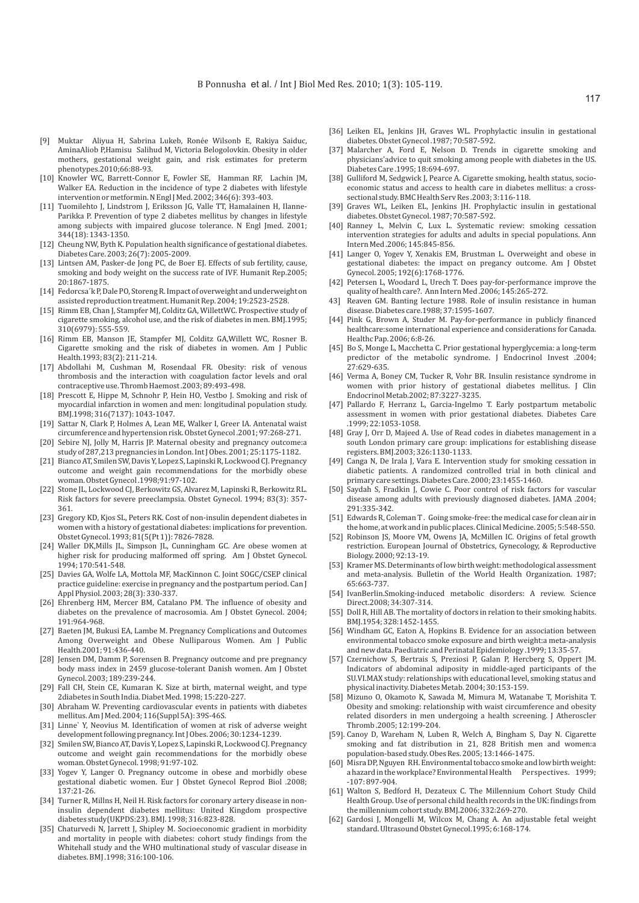[9] Muktar Aliyua H, Sabrina Lukeb, Ronée Wilsonb E, Rakiya Saiduc, AminaAliob P,Hamisu Salihud M, Victoria Belogolovkin. Obesity in older mothers, gestational weight gain, and risk estimates for preterm phenotypes.2010;66:88-93.

[10] Knowler WC, Barrett-Connor E, Fowler SE, Hamman RF, Lachin JM, Walker EA. Reduction in the incidence of type 2 diabetes with lifestyle intervention or metformin. N Engl J Med. 2002; 346(6): 393-403.

[11] Tuomilehto J, Lindstrom J, Eriksson JG, Valle TT, Hamalainen H, Ilanne-Parikka P. Prevention of type 2 diabetes mellitus by changes in lifestyle among subjects with impaired glucose tolerance. N Engl Jmed. 2001; 344(18): 1343-1350.

[12] Cheung NW, Byth K. Population health significance of gestational diabetes. Diabetes Care. 2003; 26(7): 2005-2009.

[13] Lintsen AM, Pasker-de Jong PC, de Boer EJ. Effects of sub fertility, cause, smoking and body weight on the success rate of IVF. Humanit Rep.2005; 20:1867-1875.

[14] Fedorcsa´k P, Dale PO, Storeng R. Impact of overweight and underweight on assisted reproduction treatment. Humanit Rep. 2004; 19:2523-2528.

[15] Rimm EB, Chan J, Stampfer MJ, Colditz GA, WillettWC. Prospective study of cigarette smoking, alcohol use, and the risk of diabetes in men. BMJ.1995; 310(6979): 555-559.

[16] Rimm EB, Manson JE, Stampfer MJ, Colditz GA,Willett WC, Rosner B. Cigarette smoking and the risk of diabetes in women. Am J Public Health.1993; 83(2): 211-214.

[17] Abdollahi M, Cushman M, Rosendaal FR. Obesity: risk of venous thrombosis and the interaction with coagulation factor levels and oral contraceptive use. Thromb Haemost .2003; 89:493-498.

[18] Prescott E, Hippe M, Schnohr P, Hein HO, Vestbo J. Smoking and risk of myocardial infarction in women and men: longitudinal population study. BMJ.1998; 316(7137): 1043-1047.

[19] Sattar N, Clark P, Holmes A, Lean ME, Walker I, Greer IA. Antenatal waist circumference and hypertension risk. Obstet Gynecol .2001; 97:268-271.

[20] Sebire NJ, Jolly M, Harris JP. Maternal obesity and pregnancy outcome:a study of 287,213 pregnancies in London. Int J Obes. 2001; 25:1175-1182.

[21] Bianco AT, Smilen SW, Davis Y, Lopez S, Lapinski R, Lockwood CJ. Pregnancy outcome and weight gain recommendations for the morbidly obese woman. Obstet Gynecol .1998;91:97-102.

[22] Stone JL, Lockwood CJ, Berkowitz GS, Alvarez M, Lapinski R, Berkowitz RL. Risk factors for severe preeclampsia. Obstet Gynecol. 1994; 83(3): 357-361.

[23] Gregory KD, Kjos SL, Peters RK. Cost of non-insulin dependent diabetes in women with a history of gestational diabetes: implications for prevention. Obstet Gynecol. 1993; 81(5(Pt 1)): 7826-7828.

[24] Waller DK,Mills JL, Simpson JL, Cunningham GC. Are obese women at higher risk for producing malformed off spring. Am J Obstet Gynecol. 1994; 170:541-548.

[25] Davies GA, Wolfe LA, Mottola MF, MacKinnon C. Joint SOGC/CSEP clinical practice guideline: exercise in pregnancy and the postpartum period. Can J Appl Physiol. 2003; 28(3): 330-337.

[26] Ehrenberg HM, Mercer BM, Catalano PM. The influence of obesity and diabetes on the prevalence of macrosomia. Am J Obstet Gynecol. 2004; 191:964-968.

[27] Baeten JM, Bukusi EA, Lambe M. Pregnancy Complications and Outcomes Among Overweight and Obese Nulliparous Women. Am J Public Health.2001; 91:436-440.

[28] Jensen DM, Damm P, Sorensen B. Pregnancy outcome and pre pregnancy body mass index in 2459 glucose-tolerant Danish women. Am J Obstet Gynecol. 2003; 189:239-244.

[29] Fall CH, Stein CE, Kumaran K. Size at birth, maternal weight, and type 2diabetes in South India. Diabet Med. 1998; 15:220-227.

[30] Abraham W. Preventing cardiovascular events in patients with diabetes mellitus. Am J Med. 2004; 116(Suppl 5A): 39S-46S.

[31] Linne` Y, Neovius M. Identification of women at risk of adverse weight development following pregnancy. Int J Obes. 2006; 30:1234-1239.

[32] Smilen SW, Bianco AT, Davis Y, Lopez S, Lapinski R, Lockwood CJ. Pregnancy outcome and weight gain recommendations for the morbidly obese woman. Obstet Gynecol. 1998; 91:97-102.

[33] Yogev Y, Langer O. Pregnancy outcome in obese and morbidly obese gestational diabetic women. Eur J Obstet Gynecol Reprod Biol .2008; 137:21-26.

[34] Turner R, Millns H, Neil H. Risk factors for coronary artery disease in non-insulin dependent diabetes mellitus: United Kingdom prospective diabetes study(UKPDS:23). BMJ. 1998; 316:823-828.

[35] Chaturvedi N, Jarrett J, Shipley M. Socioeconomic gradient in morbidity and mortality in people with diabetes: cohort study findings from the Whitehall study and the WHO multinational study of vascular disease in diabetes. BMJ .1998; 316:100-106.

[36] Leiken EL, Jenkins JH, Graves WL. Prophylactic insulin in gestational diabetes. Obstet Gynecol .1987; 70:587-592.

[37] Malarcher A, Ford E, Nelson D. Trends in cigarette smoking and physicians'advice to quit smoking among people with diabetes in the US. Diabetes Care .1995; 18:694-697.

[38] Gulliford M, Sedgwick J, Pearce A. Cigarette smoking, health status, socio-economic status and access to health care in diabetes mellitus: a cross-sectional study. BMC Health Serv Res .2003; 3:116-118.

[39] Graves WL, Leiken EL, Jenkins JH. Prophylactic insulin in gestational diabetes. Obstet Gynecol. 1987; 70:587-592.

[40] Ranney L, Melvin C, Lux L. Systematic review: smoking cessation intervention strategies for adults and adults in special populations. Ann Intern Med .2006; 145:845-856.

[41] Langer O, Yogev Y, Xenakis EM, Brustman L. Overweight and obese in gestational diabetes: the impact on pregancy outcome. Am J Obstet Gynecol. 2005; 192(6):1768-1776.

[42] Petersen L, Woodard L, Urech T. Does pay-for-performance improve the quality of health care?. Ann Intern Med .2006; 145:265-272.

43] Reaven GM. Banting lecture 1988. Role of insulin resistance in human disease. Diabetes care.1988; 37:1595-1607.

[44] Pink G, Brown A, Studer M. Pay-for-performance in publicly financed healthcare:some international experience and considerations for Canada. Healthc Pap. 2006; 6:8-26.

[45] Bo S, Monge L, Macchetta C. Prior gestational hyperglycemia: a long-term predictor of the metabolic syndrome. J Endocrinol Invest .2004; 27:629-635.

[46] Verma A, Boney CM, Tucker R, Vohr BR. Insulin resistance syndrome in women with prior history of gestational diabetes mellitus. J Clin Endocrinol Metab.2002; 87:3227-3235.

[47] Pallardo F, Herranz L, Garcia-Ingelmo T. Early postpartum metabolic assessment in women with prior gestational diabetes. Diabetes Care .1999; 22:1053-1058.

[48] Gray J, Orr D, Majeed A. Use of Read codes in diabetes management in a south London primary care group: implications for establishing disease registers. BMJ.2003; 326:1130-1133.

[49] Canga N, De Irala J, Vara E. Intervention study for smoking cessation in diabetic patients. A randomized controlled trial in both clinical and primary care settings. Diabetes Care. 2000; 23:1455-1460.

[50] Saydah S, Fradkin J, Cowie C. Poor control of risk factors for vascular disease among adults with previously diagnosed diabetes. JAMA .2004; 291:335-342.

[51] Edwards R, Coleman T . Going smoke-free: the medical case for clean air in the home, at work and in public places. Clinical Medicine. 2005; 5:548-550.

[52] Robinson JS, Moore VM, Owens JA, McMillen IC. Origins of fetal growth restriction. European Journal of Obstetrics, Gynecology, & Reproductive Biology. 2000; 92:13-19.

[53] Kramer MS. Determinants of low birth weight: methodological assessment and meta-analysis. Bulletin of the World Health Organization. 1987; 65:663-737.

[54] IvanBerlin.Smoking-induced metabolic disorders: A review. Science Direct.2008; 34:307-314.

[55] Doll R, Hill AB. The mortality of doctors in relation to their smoking habits. BMJ.1954; 328:1452-1455.

[56] Windham GC, Eaton A, Hopkins B. Evidence for an association between environmental tobacco smoke exposure and birth weight:a meta-analysis and new data. Paediatric and Perinatal Epidemiology .1999; 13:35-57.

[57] Czernichow S, Bertrais S, Preziosi P, Galan P, Hercberg S, Oppert JM. Indicators of abdominal adiposity in middle-aged participants of the SU.VI.MAX study: relationships with educational level, smoking status and physical inactivity. Diabetes Metab. 2004; 30:153-159.

[58] Mizuno O, Okamoto K, Sawada M, Mimura M, Watanabe T, Morishita T. Obesity and smoking: relationship with waist circumference and obesity related disorders in men undergoing a health screening. J Atheroscler Thromb .2005; 12:199-204.

[59]. Canoy D, Wareham N, Luben R, Welch A, Bingham S, Day N. Cigarette smoking and fat distribution in 21, 828 British men and women:a population-based study. Obes Res. 2005; 13:1466-1475.

[60] Misra DP, Nguyen RH. Environmental tobacco smoke and low birth weight: a hazard in the workplace? Environmental Health Perspectives. 1999; -107: 897-904.

[61] Walton S, Bedford H, Dezateux C. The Millennium Cohort Study Child Health Group. Use of personal child health records in the UK: findings from the millennium cohort study. BMJ.2006; 332:269-270.

[62] Gardosi J, Mongelli M, Wilcox M, Chang A. An adjustable fetal weight standard. Ultrasound Obstet Gynecol.1995; 6:168-174.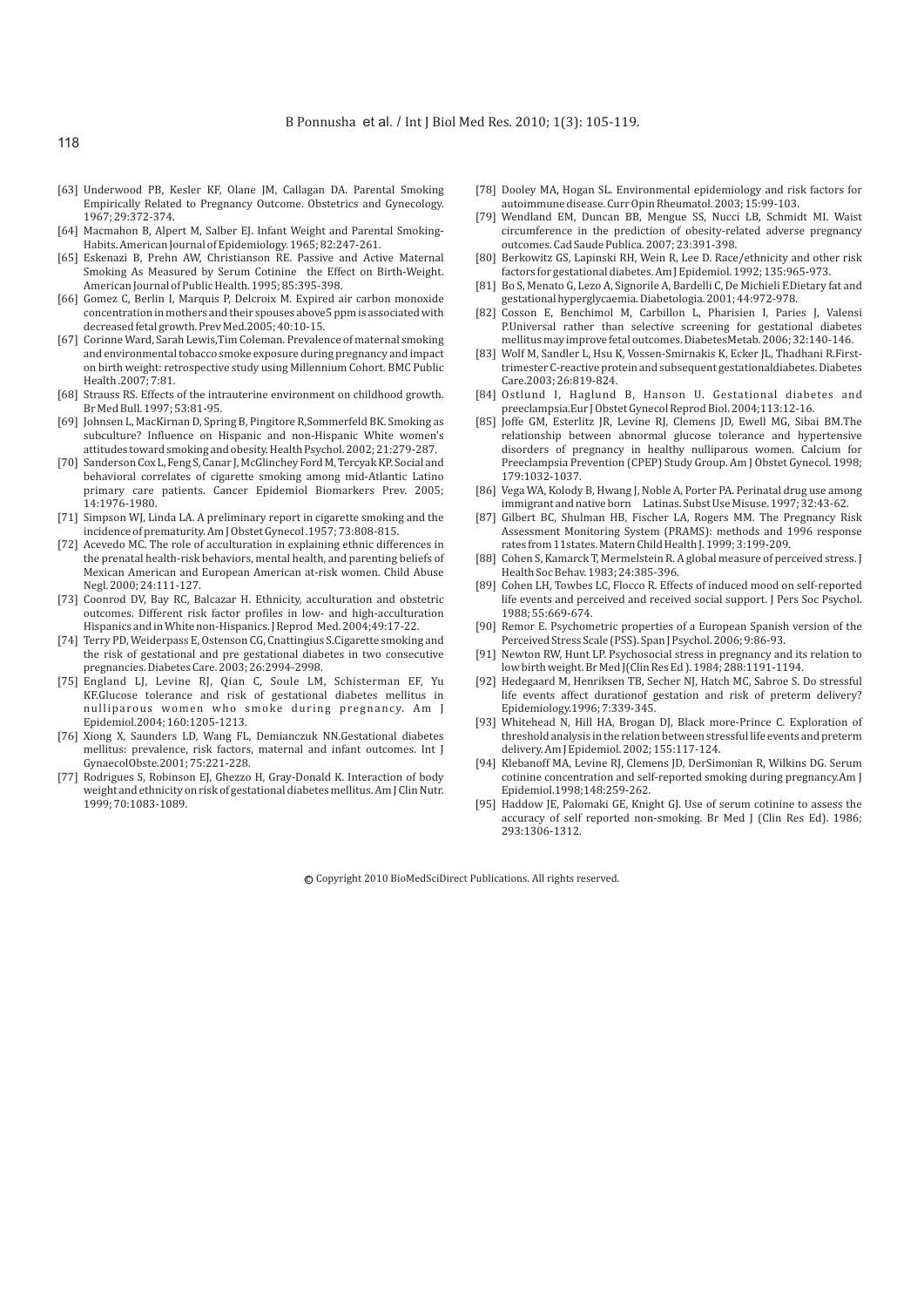[63] Underwood PB, Kesler KF, Olane JM, Callagan DA. Parental Smoking Empirically Related to Pregnancy Outcome. Obstetrics and Gynecology. 1967; 29:372-374.

[64] Macmahon B, Alpert M, Salber EJ. Infant Weight and Parental Smoking-Habits. American Journal of Epidemiology. 1965; 82:247-261.

[65] Eskenazi B, Prehn AW, Christianson RE. Passive and Active Maternal Smoking As Measured by Serum Cotinine the Effect on Birth-Weight. American Journal of Public Health. 1995; 85:395-398.

[66] Gomez C, Berlin I, Marquis P, Delcroix M. Expired air carbon monoxide concentration in mothers and their spouses above5 ppm is associated with decreased fetal growth. Prev Med.2005; 40:10-15.

[67] Corinne Ward, Sarah Lewis,Tim Coleman. Prevalence of maternal smoking and environmental tobacco smoke exposure during pregnancy and impact on birth weight: retrospective study using Millennium Cohort. BMC Public Health .2007; 7:81.

[68] Strauss RS. Effects of the intrauterine environment on childhood growth. Br Med Bull. 1997; 53:81-95.

[69] Johnsen L, MacKirnan D, Spring B, Pingitore R,Sommerfeld BK. Smoking as subculture? Influence on Hispanic and non-Hispanic White women's attitudes toward smoking and obesity. Health Psychol. 2002; 21:279-287.

[70] Sanderson Cox L, Feng S, Canar J, McGlinchey Ford M, Tercyak KP. Social and behavioral correlates of cigarette smoking among mid-Atlantic Latino primary care patients. Cancer Epidemiol Biomarkers Prev. 2005; 14:1976-1980.

[71] Simpson WJ, Linda LA. A preliminary report in cigarette smoking and the incidence of prematurity. Am J Obstet Gynecol .1957; 73:808-815.

[72] Acevedo MC. The role of acculturation in explaining ethnic differences in the prenatal health-risk behaviors, mental health, and parenting beliefs of Mexican American and European American at-risk women. Child Abuse Negl. 2000; 24:111-127.

[73] Coonrod DV, Bay RC, Balcazar H. Ethnicity, acculturation and obstetric outcomes. Different risk factor profiles in low- and high-acculturation Hispanics and in White non-Hispanics. J Reprod Med. 2004;49:17-22.

[74] Terry PD, Weiderpass E, Ostenson CG, Cnattingius S.Cigarette smoking and the risk of gestational and pre gestational diabetes in two consecutive pregnancies. Diabetes Care. 2003; 26:2994-2998.

[75] England LJ, Levine RJ, Qian C, Soule LM, Schisterman EF, Yu KF.Glucose tolerance and risk of gestational diabetes mellitus in nulliparous women who smoke during pregnancy. Am J Epidemiol.2004; 160:1205-1213.

[76] Xiong X, Saunders LD, Wang FL, Demianczuk NN.Gestational diabetes mellitus: prevalence, risk factors, maternal and infant outcomes. Int J GynaecolObste.2001; 75:221-228.

[77] Rodrigues S, Robinson EJ, Ghezzo H, Gray-Donald K. Interaction of body weight and ethnicity on risk of gestational diabetes mellitus. Am J Clin Nutr. 1999; 70:1083-1089.

[78] Dooley MA, Hogan SL. Environmental epidemiology and risk factors for autoimmune disease. Curr Opin Rheumatol. 2003; 15:99-103.

[79] Wendland EM, Duncan BB, Mengue SS, Nucci LB, Schmidt MI. Waist circumference in the prediction of obesity-related adverse pregnancy outcomes. Cad Saude Publica. 2007; 23:391-398.

[80] Berkowitz GS, Lapinski RH, Wein R, Lee D. Race/ethnicity and other risk factors for gestational diabetes. Am J Epidemiol. 1992; 135:965-973.

[81] Bo S, Menato G, Lezo A, Signorile A, Bardelli C, De Michieli F.Dietary fat and gestational hyperglycaemia. Diabetologia. 2001; 44:972-978.

[82] Cosson E, Benchimol M, Carbillon L, Pharisien I, Paries J, Valensi P.Universal rather than selective screening for gestational diabetes mellitus may improve fetal outcomes. DiabetesMetab. 2006; 32:140-146.

[83] Wolf M, Sandler L, Hsu K, Vossen-Smirnakis K, Ecker JL, Thadhani R.First-trimester C-reactive protein and subsequent gestationaldiabetes. Diabetes Care.2003; 26:819-824.

[84] Ostlund I, Haglund B, Hanson U. Gestational diabetes and preeclampsia.Eur J Obstet Gynecol Reprod Biol. 2004;113:12-16.

[85] Joffe GM, Esterlitz JR, Levine RJ, Clemens JD, Ewell MG, Sibai BM.The relationship between abnormal glucose tolerance and hypertensive disorders of pregnancy in healthy nulliparous women. Calcium for Preeclampsia Prevention (CPEP) Study Group. Am J Obstet Gynecol. 1998; 179:1032-1037.

[86] Vega WA, Kolody B, Hwang J, Noble A, Porter PA. Perinatal drug use among immigrant and native born Latinas. Subst Use Misuse. 1997; 32:43-62.

[87] Gilbert BC, Shulman HB, Fischer LA, Rogers MM. The Pregnancy Risk Assessment Monitoring System (PRAMS): methods and 1996 response rates from 11states. Matern Child Health J. 1999; 3:199-209.

[88] Cohen S, Kamarck T, Mermelstein R. A global measure of perceived stress. J Health Soc Behav. 1983; 24:385-396.

[89] Cohen LH, Towbes LC, Flocco R. Effects of induced mood on self-reported life events and perceived and received social support. J Pers Soc Psychol. 1988; 55:669-674.

[90] Remor E. Psychometric properties of a European Spanish version of the Perceived Stress Scale (PSS). Span J Psychol. 2006; 9:86-93.

[91] Newton RW, Hunt LP. Psychosocial stress in pregnancy and its relation to low birth weight. Br Med J(Clin Res Ed ). 1984; 288:1191-1194.

[92] Hedegaard M, Henriksen TB, Secher NJ, Hatch MC, Sabroe S. Do stressful life events affect durationof gestation and risk of preterm delivery? Epidemiology.1996; 7:339-345.

[93] Whitehead N, Hill HA, Brogan DJ, Black more-Prince C. Exploration of threshold analysis in the relation between stressful life events and preterm delivery. Am J Epidemiol. 2002; 155:117-124.

[94] Klebanoff MA, Levine RJ, Clemens JD, DerSimonian R, Wilkins DG. Serum cotinine concentration and self-reported smoking during pregnancy.Am J Epidemiol.1998;148:259-262.

[95] Haddow JE, Palomaki GE, Knight GJ. Use of serum cotinine to assess the accuracy of self reported non-smoking. Br Med J (Clin Res Ed). 1986; 293:1306-1312.

© Copyright 2010 BioMedSciDirect Publications. All rights reserved.